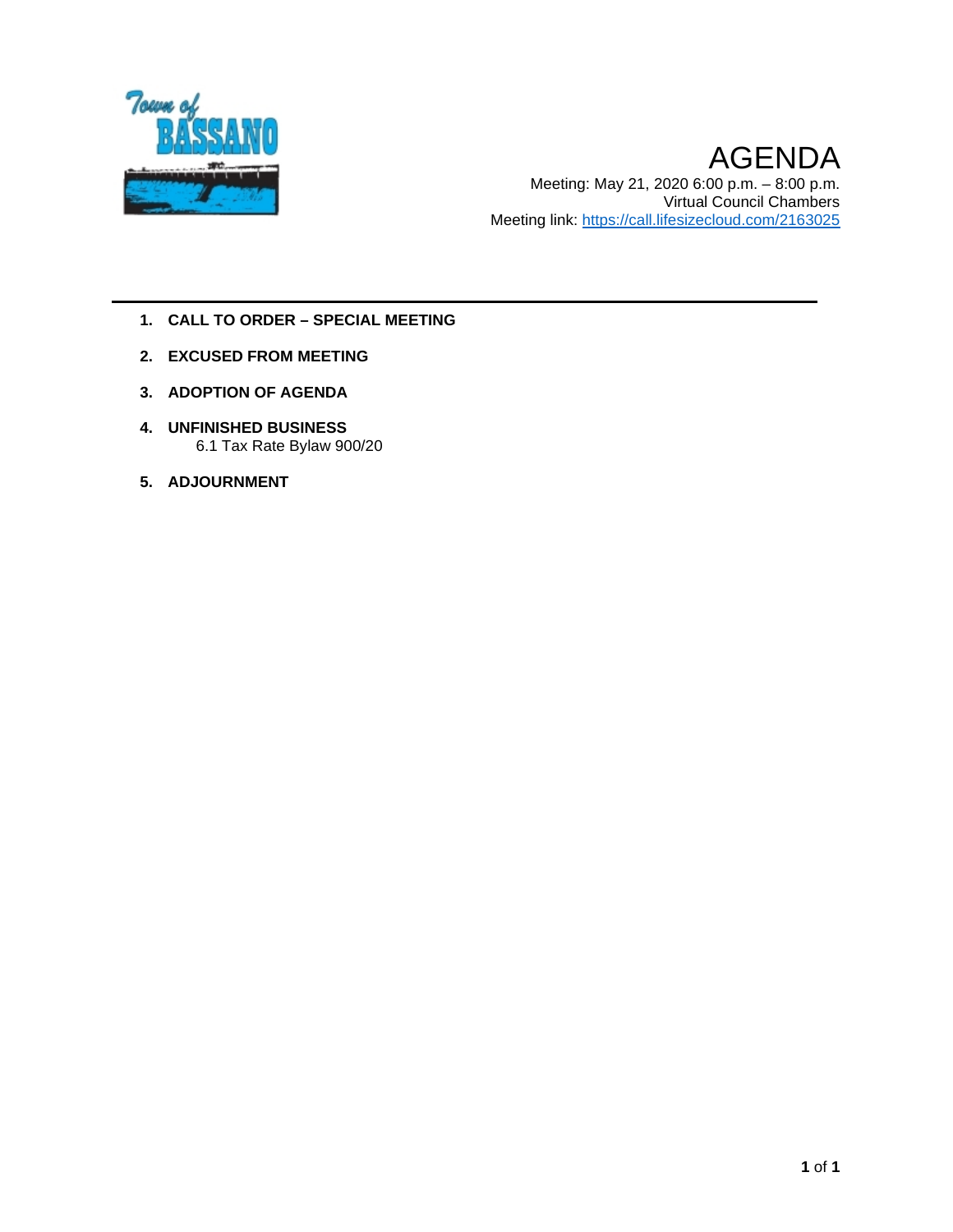Town of BASSANO

# AGENDA

Meeting: May 21, 2020 6:00 p.m. – 8:00 p.m.
Virtual Council Chambers
Meeting link: https://call.lifesizecloud.com/2163025

---

1. **CALL TO ORDER – SPECIAL MEETING**
2. **EXCUSED FROM MEETING**
3. **ADOPTION OF AGENDA**
4. **UNFINISHED BUSINESS**
   6.1 Tax Rate Bylaw 900/20
5. **ADJOURNMENT**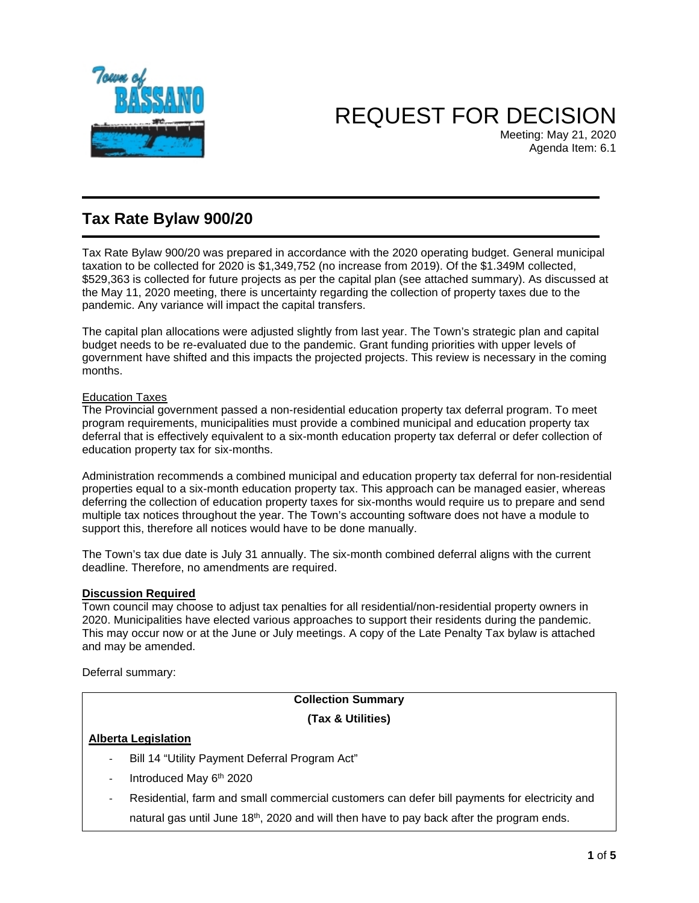# REQUEST FOR DECISION

Meeting: May 21, 2020
Agenda Item: 6.1

## Tax Rate Bylaw 900/20

Tax Rate Bylaw 900/20 was prepared in accordance with the 2020 operating budget. General municipal taxation to be collected for 2020 is $1,349,752 (no increase from 2019). Of the $1.349M collected, $529,363 is collected for future projects as per the capital plan (see attached summary). As discussed at the May 11, 2020 meeting, there is uncertainty regarding the collection of property taxes due to the pandemic. Any variance will impact the capital transfers.

The capital plan allocations were adjusted slightly from last year. The Town's strategic plan and capital budget needs to be re-evaluated due to the pandemic. Grant funding priorities with upper levels of government have shifted and this impacts the projected projects. This review is necessary in the coming months.

Education Taxes

The Provincial government passed a non-residential education property tax deferral program. To meet program requirements, municipalities must provide a combined municipal and education property tax deferral that is effectively equivalent to a six-month education property tax deferral or defer collection of education property tax for six-months.

Administration recommends a combined municipal and education property tax deferral for non-residential properties equal to a six-month education property tax. This approach can be managed easier, whereas deferring the collection of education property taxes for six-months would require us to prepare and send multiple tax notices throughout the year. The Town's accounting software does not have a module to support this, therefore all notices would have to be done manually.

The Town's tax due date is July 31 annually. The six-month combined deferral aligns with the current deadline. Therefore, no amendments are required.

**Discussion Required**

Town council may choose to adjust tax penalties for all residential/non-residential property owners in 2020. Municipalities have elected various approaches to support their residents during the pandemic. This may occur now or at the June or July meetings. A copy of the Late Penalty Tax bylaw is attached and may be amended.

Deferral summary:

**Collection Summary**

**(Tax & Utilities)**

**Alberta Legislation**

- Bill 14 "Utility Payment Deferral Program Act"
- Introduced May 6th 2020
- Residential, farm and small commercial customers can defer bill payments for electricity and natural gas until June 18th, 2020 and will then have to pay back after the program ends.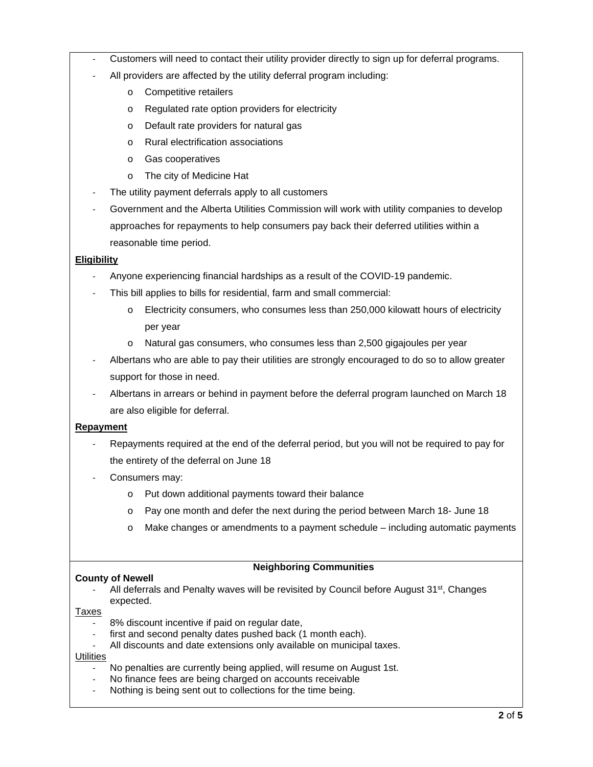- Customers will need to contact their utility provider directly to sign up for deferral programs.
- All providers are affected by the utility deferral program including:
  - Competitive retailers
  - Regulated rate option providers for electricity
  - Default rate providers for natural gas
  - Rural electrification associations
  - Gas cooperatives
  - The city of Medicine Hat
- The utility payment deferrals apply to all customers
- Government and the Alberta Utilities Commission will work with utility companies to develop approaches for repayments to help consumers pay back their deferred utilities within a reasonable time period.

**Eligibility**

- Anyone experiencing financial hardships as a result of the COVID-19 pandemic.
- This bill applies to bills for residential, farm and small commercial:
  - Electricity consumers, who consumes less than 250,000 kilowatt hours of electricity per year
  - Natural gas consumers, who consumes less than 2,500 gigajoules per year
- Albertans who are able to pay their utilities are strongly encouraged to do so to allow greater support for those in need.
- Albertans in arrears or behind in payment before the deferral program launched on March 18 are also eligible for deferral.

**Repayment**

- Repayments required at the end of the deferral period, but you will not be required to pay for the entirety of the deferral on June 18
- Consumers may:
  - Put down additional payments toward their balance
  - Pay one month and defer the next during the period between March 18- June 18
  - Make changes or amendments to a payment schedule – including automatic payments

**Neighboring Communities**

**County of Newell**

- All deferrals and Penalty waves will be revisited by Council before August 31st, Changes expected.

Taxes

- 8% discount incentive if paid on regular date,
- first and second penalty dates pushed back (1 month each).
- All discounts and date extensions only available on municipal taxes.

Utilities

- No penalties are currently being applied, will resume on August 1st.
- No finance fees are being charged on accounts receivable
- Nothing is being sent out to collections for the time being.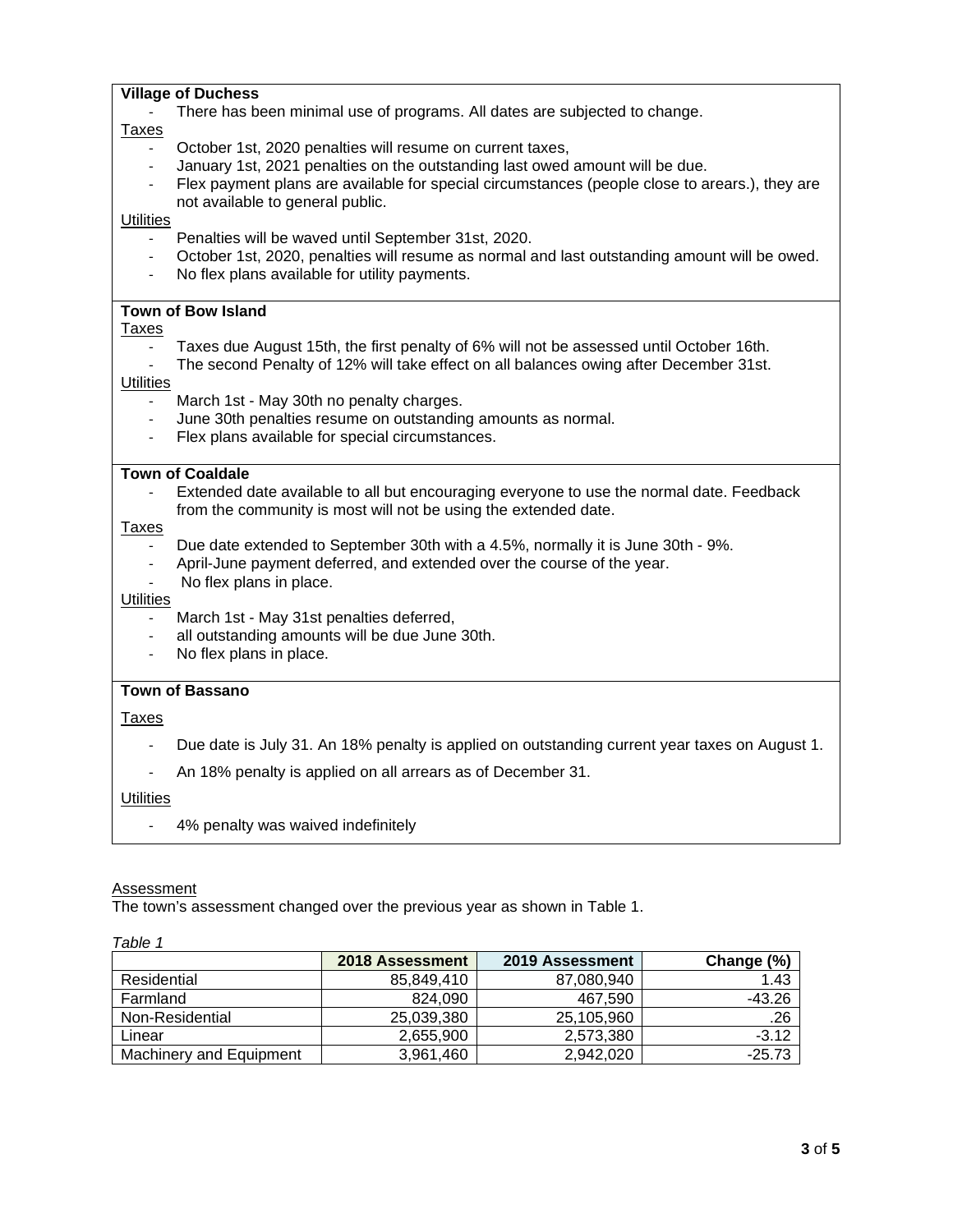**Village of Duchess**

- There has been minimal use of programs. All dates are subjected to change.

Taxes

- October 1st, 2020 penalties will resume on current taxes,
- January 1st, 2021 penalties on the outstanding last owed amount will be due.
- Flex payment plans are available for special circumstances (people close to arears.), they are not available to general public.

Utilities

- Penalties will be waved until September 31st, 2020.
- October 1st, 2020, penalties will resume as normal and last outstanding amount will be owed.
- No flex plans available for utility payments.

**Town of Bow Island**

Taxes

- Taxes due August 15th, the first penalty of 6% will not be assessed until October 16th.
- The second Penalty of 12% will take effect on all balances owing after December 31st.

Utilities

- March 1st - May 30th no penalty charges.
- June 30th penalties resume on outstanding amounts as normal.
- Flex plans available for special circumstances.

**Town of Coaldale**

- Extended date available to all but encouraging everyone to use the normal date. Feedback from the community is most will not be using the extended date.

Taxes

- Due date extended to September 30th with a 4.5%, normally it is June 30th - 9%.
- April-June payment deferred, and extended over the course of the year.
- No flex plans in place.

Utilities

- March 1st - May 31st penalties deferred,
- all outstanding amounts will be due June 30th.
- No flex plans in place.

**Town of Bassano**

Taxes

- Due date is July 31. An 18% penalty is applied on outstanding current year taxes on August 1.
- An 18% penalty is applied on all arrears as of December 31.

Utilities

- 4% penalty was waived indefinitely

Assessment

The town's assessment changed over the previous year as shown in Table 1.

*Table 1*

| | 2018 Assessment | 2019 Assessment | Change (%) |
|---|---|---|---|
| Residential | 85,849,410 | 87,080,940 | 1.43 |
| Farmland | 824,090 | 467,590 | -43.26 |
| Non-Residential | 25,039,380 | 25,105,960 | .26 |
| Linear | 2,655,900 | 2,573,380 | -3.12 |
| Machinery and Equipment | 3,961,460 | 2,942,020 | -25.73 |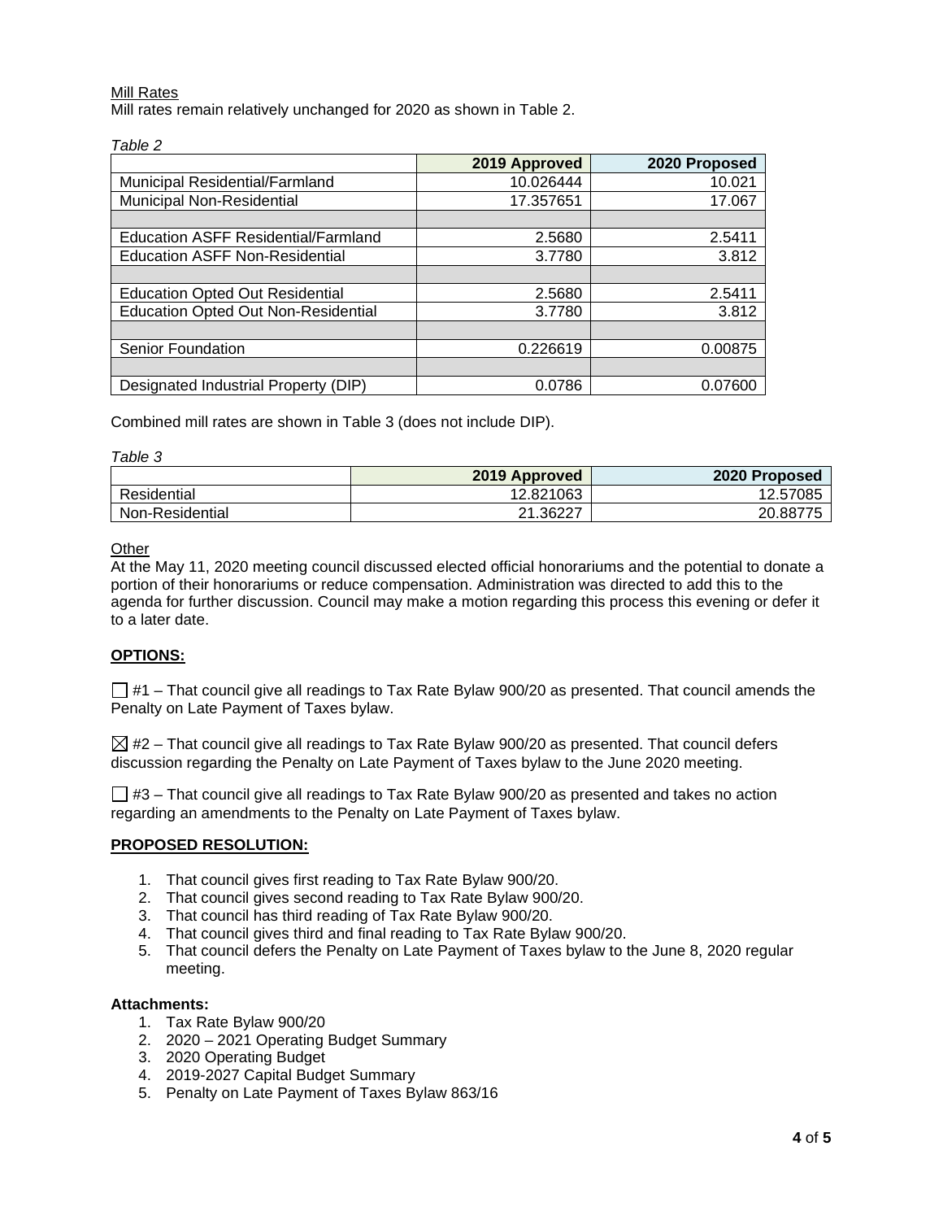Mill Rates

Mill rates remain relatively unchanged for 2020 as shown in Table 2.

*Table 2*

| | 2019 Approved | 2020 Proposed |
|---|---|---|
| Municipal Residential/Farmland | 10.026444 | 10.021 |
| Municipal Non-Residential | 17.357651 | 17.067 |
| | | |
| Education ASFF Residential/Farmland | 2.5680 | 2.5411 |
| Education ASFF Non-Residential | 3.7780 | 3.812 |
| | | |
| Education Opted Out Residential | 2.5680 | 2.5411 |
| Education Opted Out Non-Residential | 3.7780 | 3.812 |
| | | |
| Senior Foundation | 0.226619 | 0.00875 |
| | | |
| Designated Industrial Property (DIP) | 0.0786 | 0.07600 |

Combined mill rates are shown in Table 3 (does not include DIP).

*Table 3*

| | 2019 Approved | 2020 Proposed |
|---|---|---|
| Residential | 12.821063 | 12.57085 |
| Non-Residential | 21.36227 | 20.88775 |

Other

At the May 11, 2020 meeting council discussed elected official honorariums and the potential to donate a portion of their honorariums or reduce compensation. Administration was directed to add this to the agenda for further discussion. Council may make a motion regarding this process this evening or defer it to a later date.

**OPTIONS:**

☐ #1 – That council give all readings to Tax Rate Bylaw 900/20 as presented. That council amends the Penalty on Late Payment of Taxes bylaw.

☒ #2 – That council give all readings to Tax Rate Bylaw 900/20 as presented. That council defers discussion regarding the Penalty on Late Payment of Taxes bylaw to the June 2020 meeting.

☐ #3 – That council give all readings to Tax Rate Bylaw 900/20 as presented and takes no action regarding an amendments to the Penalty on Late Payment of Taxes bylaw.

**PROPOSED RESOLUTION:**

1. That council gives first reading to Tax Rate Bylaw 900/20.
2. That council gives second reading to Tax Rate Bylaw 900/20.
3. That council has third reading of Tax Rate Bylaw 900/20.
4. That council gives third and final reading to Tax Rate Bylaw 900/20.
5. That council defers the Penalty on Late Payment of Taxes bylaw to the June 8, 2020 regular meeting.

**Attachments:**

1. Tax Rate Bylaw 900/20
2. 2020 – 2021 Operating Budget Summary
3. 2020 Operating Budget
4. 2019-2027 Capital Budget Summary
5. Penalty on Late Payment of Taxes Bylaw 863/16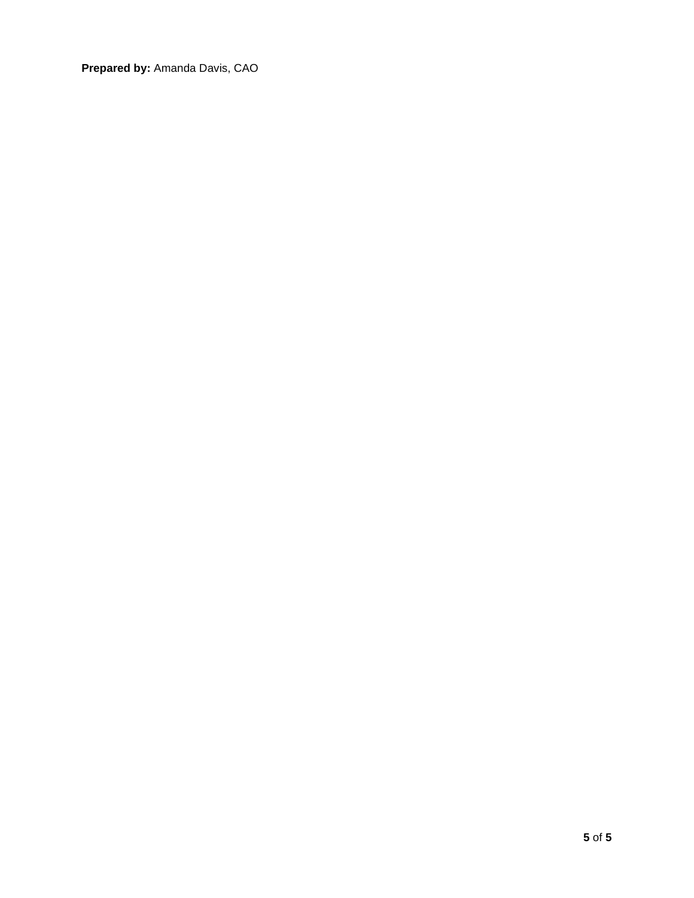**Prepared by:** Amanda Davis, CAO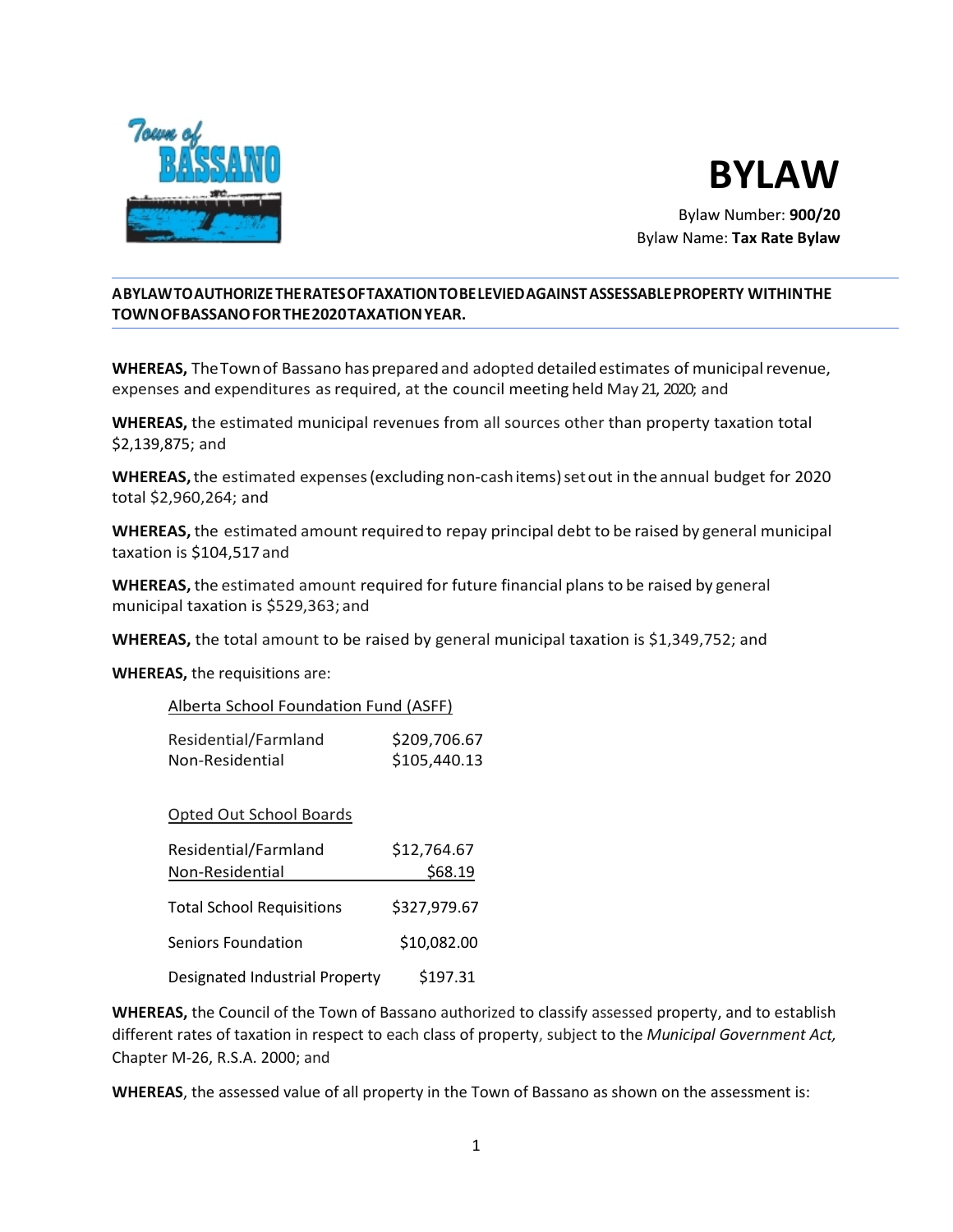# BYLAW

Bylaw Number: **900/20**
Bylaw Name: **Tax Rate Bylaw**

**A BYLAW TO AUTHORIZE THE RATES OF TAXATION TO BE LEVIED AGAINST ASSESSABLE PROPERTY WITHIN THE TOWN OF BASSANO FOR THE 2020 TAXATION YEAR.**

**WHEREAS,** The Town of Bassano has prepared and adopted detailed estimates of municipal revenue, expenses and expenditures as required, at the council meeting held May 21, 2020; and

**WHEREAS,** the estimated municipal revenues from all sources other than property taxation total $2,139,875; and

**WHEREAS,** the estimated expenses (excluding non-cash items) set out in the annual budget for 2020 total $2,960,264; and

**WHEREAS,** the estimated amount required to repay principal debt to be raised by general municipal taxation is $104,517 and

**WHEREAS,** the estimated amount required for future financial plans to be raised by general municipal taxation is $529,363; and

**WHEREAS,** the total amount to be raised by general municipal taxation is $1,349,752; and

**WHEREAS,** the requisitions are:

Alberta School Foundation Fund (ASFF)

| | |
|---|---|
| Residential/Farmland | $209,706.67 |
| Non-Residential | $105,440.13 |

Opted Out School Boards

| | |
|---|---|
| Residential/Farmland | $12,764.67 |
| Non-Residential | $68.19 |
| Total School Requisitions | $327,979.67 |
| Seniors Foundation | $10,082.00 |
| Designated Industrial Property | $197.31 |

**WHEREAS,** the Council of the Town of Bassano authorized to classify assessed property, and to establish different rates of taxation in respect to each class of property, subject to the *Municipal Government Act,* Chapter M-26, R.S.A. 2000; and

**WHEREAS**, the assessed value of all property in the Town of Bassano as shown on the assessment is: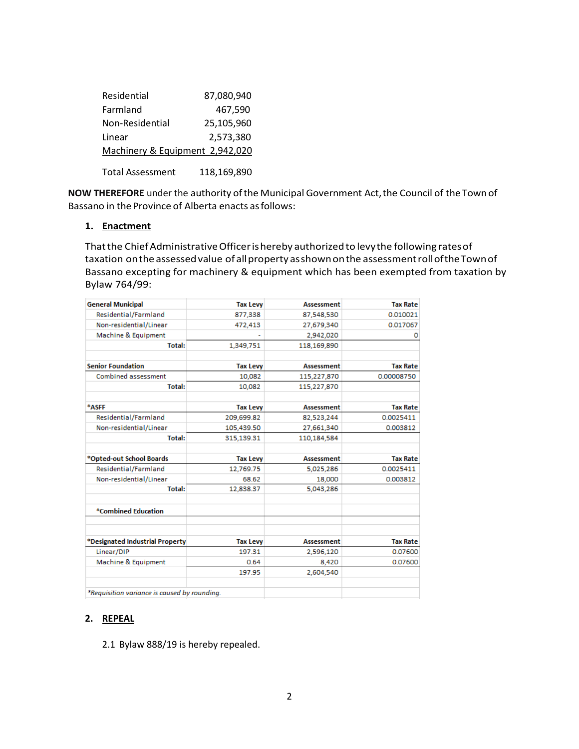| | |
|---|---|
| Residential | 87,080,940 |
| Farmland | 467,590 |
| Non-Residential | 25,105,960 |
| Linear | 2,573,380 |
| Machinery & Equipment | 2,942,020 |
| Total Assessment | 118,169,890 |

**NOW THEREFORE** under the authority of the Municipal Government Act, the Council of the Town of Bassano in the Province of Alberta enacts as follows:

1. **Enactment**

That the Chief Administrative Officer is hereby authorized to levy the following rates of taxation on the assessed value of all property as shown on the assessment roll of the Town of Bassano excepting for machinery & equipment which has been exempted from taxation by Bylaw 764/99:

| **General Municipal** | **Tax Levy** | **Assessment** | **Tax Rate** |
|---|---|---|---|
| Residential/Farmland | 877,338 | 87,548,530 | 0.010021 |
| Non-residential/Linear | 472,413 | 27,679,340 | 0.017067 |
| Machine & Equipment | - | 2,942,020 | 0 |
| **Total:** | 1,349,751 | 118,169,890 | |
| | | | |
| **Senior Foundation** | **Tax Levy** | **Assessment** | **Tax Rate** |
| Combined assessment | 10,082 | 115,227,870 | 0.00008750 |
| **Total:** | 10,082 | 115,227,870 | |
| | | | |
| ***ASFF** | **Tax Levy** | **Assessment** | **Tax Rate** |
| Residential/Farmland | 209,699.82 | 82,523,244 | 0.0025411 |
| Non-residential/Linear | 105,439.50 | 27,661,340 | 0.003812 |
| **Total:** | 315,139.31 | 110,184,584 | |
| | | | |
| ***Opted-out School Boards** | **Tax Levy** | **Assessment** | **Tax Rate** |
| Residential/Farmland | 12,769.75 | 5,025,286 | 0.0025411 |
| Non-residential/Linear | 68.62 | 18,000 | 0.003812 |
| **Total:** | 12,838.37 | 5,043,286 | |
| | | | |
| ***Combined Education** | | | |
| | | | |
| | | | |
| ***Designated Industrial Property** | **Tax Levy** | **Assessment** | **Tax Rate** |
| Linear/DIP | 197.31 | 2,596,120 | 0.07600 |
| Machine & Equipment | 0.64 | 8,420 | 0.07600 |
| | 197.95 | 2,604,540 | |
| | | | |
| *Requisition variance is caused by rounding.* | | | |

2. **REPEAL**

2.1 Bylaw 888/19 is hereby repealed.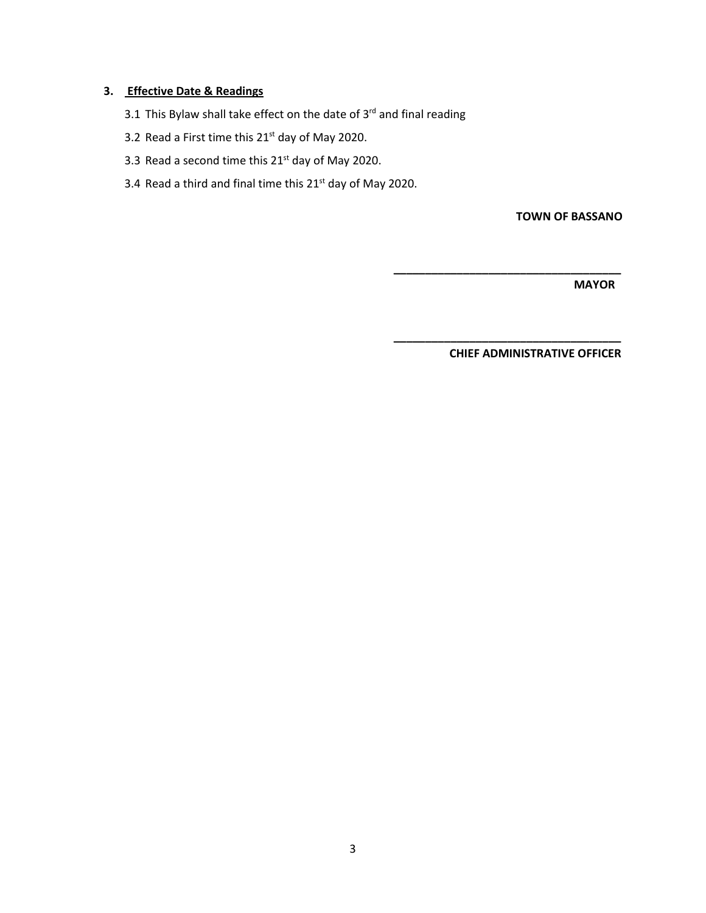### 3. Effective Date & Readings

3.1 This Bylaw shall take effect on the date of 3rd and final reading

3.2 Read a First time this 21st day of May 2020.

3.3 Read a second time this 21st day of May 2020.

3.4 Read a third and final time this 21st day of May 2020.

**TOWN OF BASSANO**

**\_\_\_\_\_\_\_\_\_\_\_\_\_\_\_\_\_\_\_\_\_\_\_\_\_\_\_\_\_\_\_\_\_\_\_**

**MAYOR**

**\_\_\_\_\_\_\_\_\_\_\_\_\_\_\_\_\_\_\_\_\_\_\_\_\_\_\_\_\_\_\_\_\_\_\_**

**CHIEF ADMINISTRATIVE OFFICER**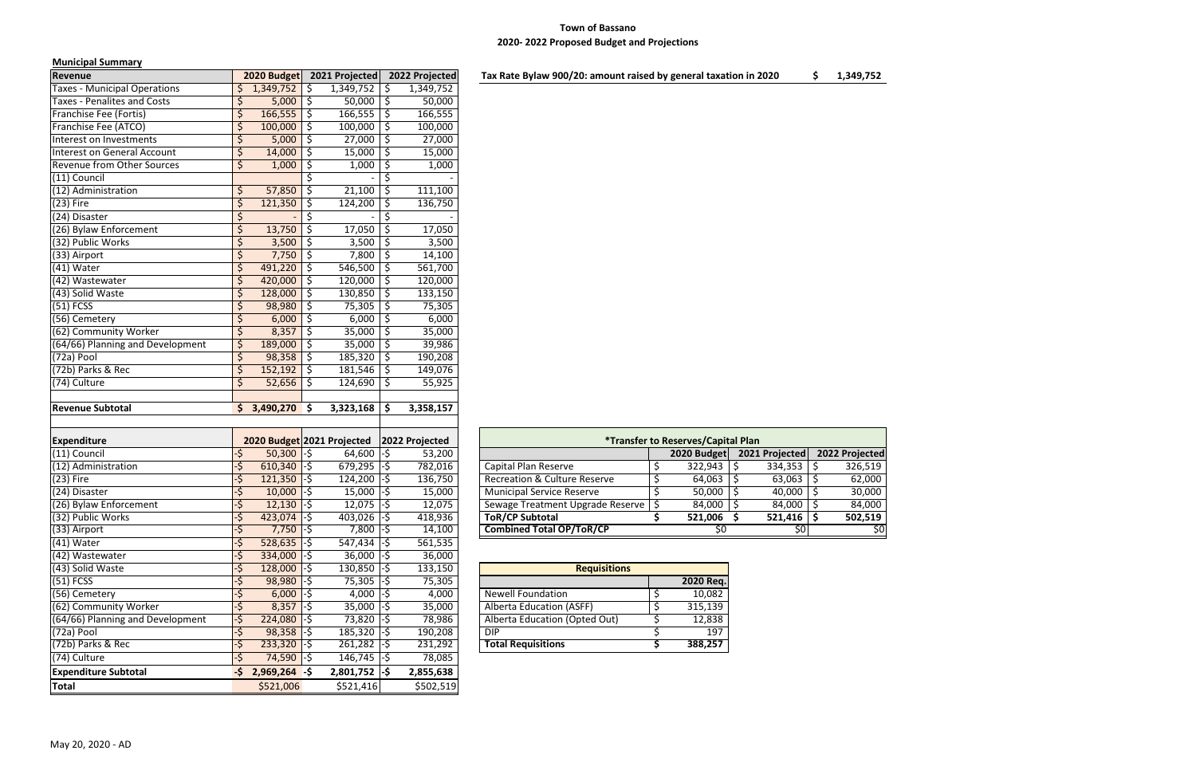**Town of Bassano**

**2020- 2022 Proposed Budget and Projections**

**Municipal Summary**

| Revenue | 2020 Budget | 2021 Projected | 2022 Projected |
|---|---|---|---|
| Taxes - Municipal Operations | $ 1,349,752 | $ 1,349,752 | $ 1,349,752 |
| Taxes - Penalites and Costs | $ 5,000 | $ 50,000 | $ 50,000 |
| Franchise Fee (Fortis) | $ 166,555 | $ 166,555 | $ 166,555 |
| Franchise Fee (ATCO) | $ 100,000 | $ 100,000 | $ 100,000 |
| Interest on Investments | $ 5,000 | $ 27,000 | $ 27,000 |
| Interest on General Account | $ 14,000 | $ 15,000 | $ 15,000 |
| Revenue from Other Sources | $ 1,000 | $ 1,000 | $ 1,000 |
| (11) Council | | $ - | $ - |
| (12) Administration | $ 57,850 | $ 21,100 | $ 111,100 |
| (23) Fire | $ 121,350 | $ 124,200 | $ 136,750 |
| (24) Disaster | $ - | $ - | $ - |
| (26) Bylaw Enforcement | $ 13,750 | $ 17,050 | $ 17,050 |
| (32) Public Works | $ 3,500 | $ 3,500 | $ 3,500 |
| (33) Airport | $ 7,750 | $ 7,800 | $ 14,100 |
| (41) Water | $ 491,220 | $ 546,500 | $ 561,700 |
| (42) Wastewater | $ 420,000 | $ 120,000 | $ 120,000 |
| (43) Solid Waste | $ 128,000 | $ 130,850 | $ 133,150 |
| (51) FCSS | $ 98,980 | $ 75,305 | $ 75,305 |
| (56) Cemetery | $ 6,000 | $ 6,000 | $ 6,000 |
| (62) Community Worker | $ 8,357 | $ 35,000 | $ 35,000 |
| (64/66) Planning and Development | $ 189,000 | $ 35,000 | $ 39,986 |
| (72a) Pool | $ 98,358 | $ 185,320 | $ 190,208 |
| (72b) Parks & Rec | $ 152,192 | $ 181,546 | $ 149,076 |
| (74) Culture | $ 52,656 | $ 124,690 | $ 55,925 |
| | | | |
| **Revenue Subtotal** | **$ 3,490,270** | **$ 3,323,168** | **$ 3,358,157** |

**Tax Rate Bylaw 900/20: amount raised by general taxation in 2020** **$ 1,349,752**

| Expenditure | 2020 Budget | 2021 Projected | 2022 Projected |
|---|---|---|---|
| (11) Council | -$ 50,300 | -$ 64,600 | -$ 53,200 |
| (12) Administration | -$ 610,340 | -$ 679,295 | -$ 782,016 |
| (23) Fire | -$ 121,350 | -$ 124,200 | -$ 136,750 |
| (24) Disaster | -$ 10,000 | -$ 15,000 | -$ 15,000 |
| (26) Bylaw Enforcement | -$ 12,130 | -$ 12,075 | -$ 12,075 |
| (32) Public Works | -$ 423,074 | -$ 403,026 | -$ 418,936 |
| (33) Airport | -$ 7,750 | -$ 7,800 | -$ 14,100 |
| (41) Water | -$ 528,635 | -$ 547,434 | -$ 561,535 |
| (42) Wastewater | -$ 334,000 | -$ 36,000 | -$ 36,000 |
| (43) Solid Waste | -$ 128,000 | -$ 130,850 | -$ 133,150 |
| (51) FCSS | -$ 98,980 | -$ 75,305 | -$ 75,305 |
| (56) Cemetery | -$ 6,000 | -$ 4,000 | -$ 4,000 |
| (62) Community Worker | -$ 8,357 | -$ 35,000 | -$ 35,000 |
| (64/66) Planning and Development | -$ 224,080 | -$ 73,820 | -$ 78,986 |
| (72a) Pool | -$ 98,358 | -$ 185,320 | -$ 190,208 |
| (72b) Parks & Rec | -$ 233,320 | -$ 261,282 | -$ 231,292 |
| (74) Culture | -$ 74,590 | -$ 146,745 | -$ 78,085 |
| **Expenditure Subtotal** | **-$ 2,969,264** | **-$ 2,801,752** | **-$ 2,855,638** |
| **Total** | $521,006 | $521,416 | $502,519 |

| ***Transfer to Reserves/Capital Plan** | | | |
|---|---|---|---|
| | **2020 Budget** | **2021 Projected** | **2022 Projected** |
| Capital Plan Reserve | $ 322,943 | $ 334,353 | $ 326,519 |
| Recreation & Culture Reserve | $ 64,063 | $ 63,063 | $ 62,000 |
| Municipal Service Reserve | $ 50,000 | $ 40,000 | $ 30,000 |
| Sewage Treatment Upgrade Reserve | $ 84,000 | $ 84,000 | $ 84,000 |
| **ToR/CP Subtotal** | **$ 521,006** | **$ 521,416** | **$ 502,519** |
| **Combined Total OP/ToR/CP** | $0 | $0 | $0 |

| **Requisitions** | |
|---|---|
| | **2020 Req.** |
| Newell Foundation | $ 10,082 |
| Alberta Education (ASFF) | $ 315,139 |
| Alberta Education (Opted Out) | $ 12,838 |
| DIP | $ 197 |
| **Total Requisitions** | **$ 388,257** |

May 20, 2020 - AD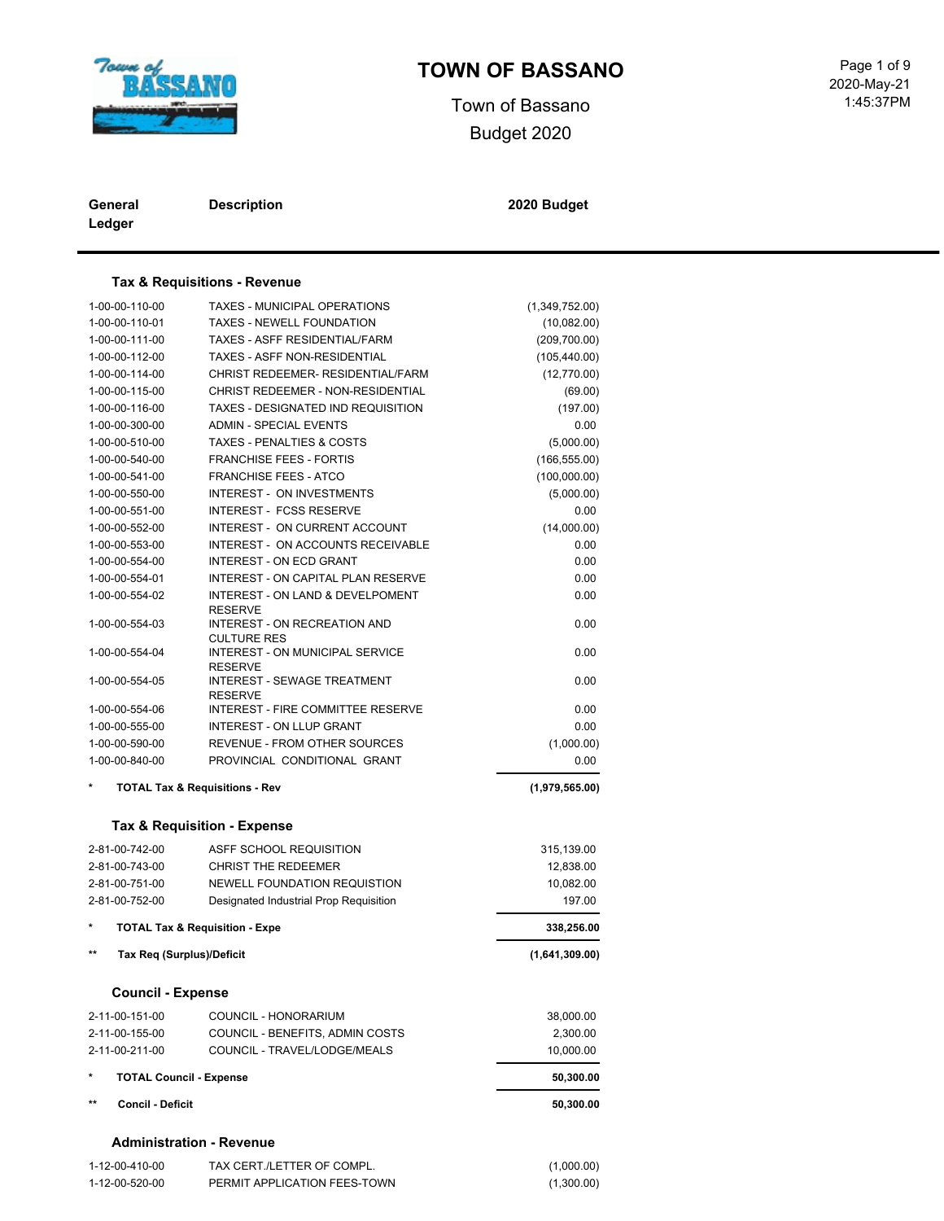# TOWN OF BASSANO

Town of Bassano
Budget 2020

| General Ledger | Description | 2020 Budget |
|---|---|---|
| | **Tax & Requisitions - Revenue** | |
| 1-00-00-110-00 | TAXES - MUNICIPAL OPERATIONS | (1,349,752.00) |
| 1-00-00-110-01 | TAXES - NEWELL FOUNDATION | (10,082.00) |
| 1-00-00-111-00 | TAXES - ASFF RESIDENTIAL/FARM | (209,700.00) |
| 1-00-00-112-00 | TAXES - ASFF NON-RESIDENTIAL | (105,440.00) |
| 1-00-00-114-00 | CHRIST REDEEMER- RESIDENTIAL/FARM | (12,770.00) |
| 1-00-00-115-00 | CHRIST REDEEMER - NON-RESIDENTIAL | (69.00) |
| 1-00-00-116-00 | TAXES - DESIGNATED IND REQUISITION | (197.00) |
| 1-00-00-300-00 | ADMIN - SPECIAL EVENTS | 0.00 |
| 1-00-00-510-00 | TAXES - PENALTIES & COSTS | (5,000.00) |
| 1-00-00-540-00 | FRANCHISE FEES - FORTIS | (166,555.00) |
| 1-00-00-541-00 | FRANCHISE FEES - ATCO | (100,000.00) |
| 1-00-00-550-00 | INTEREST - ON INVESTMENTS | (5,000.00) |
| 1-00-00-551-00 | INTEREST - FCSS RESERVE | 0.00 |
| 1-00-00-552-00 | INTEREST - ON CURRENT ACCOUNT | (14,000.00) |
| 1-00-00-553-00 | INTEREST - ON ACCOUNTS RECEIVABLE | 0.00 |
| 1-00-00-554-00 | INTEREST - ON ECD GRANT | 0.00 |
| 1-00-00-554-01 | INTEREST - ON CAPITAL PLAN RESERVE | 0.00 |
| 1-00-00-554-02 | INTEREST - ON LAND & DEVELPOMENT RESERVE | 0.00 |
| 1-00-00-554-03 | INTEREST - ON RECREATION AND CULTURE RES | 0.00 |
| 1-00-00-554-04 | INTEREST - ON MUNICIPAL SERVICE RESERVE | 0.00 |
| 1-00-00-554-05 | INTEREST - SEWAGE TREATMENT RESERVE | 0.00 |
| 1-00-00-554-06 | INTEREST - FIRE COMMITTEE RESERVE | 0.00 |
| 1-00-00-555-00 | INTEREST - ON LLUP GRANT | 0.00 |
| 1-00-00-590-00 | REVENUE - FROM OTHER SOURCES | (1,000.00) |
| 1-00-00-840-00 | PROVINCIAL CONDITIONAL GRANT | 0.00 |
| * | **TOTAL Tax & Requisitions - Rev** | **(1,979,565.00)** |
| | **Tax & Requisition - Expense** | |
| 2-81-00-742-00 | ASFF SCHOOL REQUISITION | 315,139.00 |
| 2-81-00-743-00 | CHRIST THE REDEEMER | 12,838.00 |
| 2-81-00-751-00 | NEWELL FOUNDATION REQUISTION | 10,082.00 |
| 2-81-00-752-00 | Designated Industrial Prop Requisition | 197.00 |
| * | **TOTAL Tax & Requisition - Expe** | **338,256.00** |
| ** | **Tax Req (Surplus)/Deficit** | **(1,641,309.00)** |
| | **Council - Expense** | |
| 2-11-00-151-00 | COUNCIL - HONORARIUM | 38,000.00 |
| 2-11-00-155-00 | COUNCIL - BENEFITS, ADMIN COSTS | 2,300.00 |
| 2-11-00-211-00 | COUNCIL - TRAVEL/LODGE/MEALS | 10,000.00 |
| * | **TOTAL Council - Expense** | **50,300.00** |
| ** | **Concil - Deficit** | **50,300.00** |
| | **Administration - Revenue** | |
| 1-12-00-410-00 | TAX CERT./LETTER OF COMPL. | (1,000.00) |
| 1-12-00-520-00 | PERMIT APPLICATION FEES-TOWN | (1,300.00) |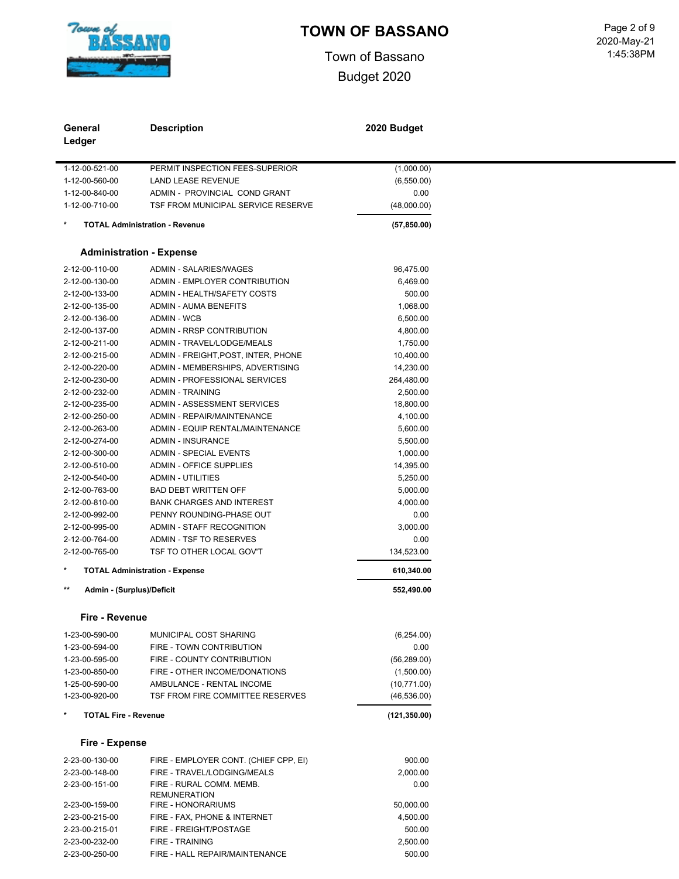# TOWN OF BASSANO

Town of Bassano

Budget 2020

| General Ledger | Description | 2020 Budget |
|---|---|---|
| 1-12-00-521-00 | PERMIT INSPECTION FEES-SUPERIOR | (1,000.00) |
| 1-12-00-560-00 | LAND LEASE REVENUE | (6,550.00) |
| 1-12-00-840-00 | ADMIN - PROVINCIAL COND GRANT | 0.00 |
| 1-12-00-710-00 | TSF FROM MUNICIPAL SERVICE RESERVE | (48,000.00) |
| * | **TOTAL Administration - Revenue** | **(57,850.00)** |

### Administration - Expense

| General Ledger | Description | 2020 Budget |
|---|---|---|
| 2-12-00-110-00 | ADMIN - SALARIES/WAGES | 96,475.00 |
| 2-12-00-130-00 | ADMIN - EMPLOYER CONTRIBUTION | 6,469.00 |
| 2-12-00-133-00 | ADMIN - HEALTH/SAFETY COSTS | 500.00 |
| 2-12-00-135-00 | ADMIN - AUMA BENEFITS | 1,068.00 |
| 2-12-00-136-00 | ADMIN - WCB | 6,500.00 |
| 2-12-00-137-00 | ADMIN - RRSP CONTRIBUTION | 4,800.00 |
| 2-12-00-211-00 | ADMIN - TRAVEL/LODGE/MEALS | 1,750.00 |
| 2-12-00-215-00 | ADMIN - FREIGHT,POST, INTER, PHONE | 10,400.00 |
| 2-12-00-220-00 | ADMIN - MEMBERSHIPS, ADVERTISING | 14,230.00 |
| 2-12-00-230-00 | ADMIN - PROFESSIONAL SERVICES | 264,480.00 |
| 2-12-00-232-00 | ADMIN - TRAINING | 2,500.00 |
| 2-12-00-235-00 | ADMIN - ASSESSMENT SERVICES | 18,800.00 |
| 2-12-00-250-00 | ADMIN - REPAIR/MAINTENANCE | 4,100.00 |
| 2-12-00-263-00 | ADMIN - EQUIP RENTAL/MAINTENANCE | 5,600.00 |
| 2-12-00-274-00 | ADMIN - INSURANCE | 5,500.00 |
| 2-12-00-300-00 | ADMIN - SPECIAL EVENTS | 1,000.00 |
| 2-12-00-510-00 | ADMIN - OFFICE SUPPLIES | 14,395.00 |
| 2-12-00-540-00 | ADMIN - UTILITIES | 5,250.00 |
| 2-12-00-763-00 | BAD DEBT WRITTEN OFF | 5,000.00 |
| 2-12-00-810-00 | BANK CHARGES AND INTEREST | 4,000.00 |
| 2-12-00-992-00 | PENNY ROUNDING-PHASE OUT | 0.00 |
| 2-12-00-995-00 | ADMIN - STAFF RECOGNITION | 3,000.00 |
| 2-12-00-764-00 | ADMIN - TSF TO RESERVES | 0.00 |
| 2-12-00-765-00 | TSF TO OTHER LOCAL GOV'T | 134,523.00 |
| * | **TOTAL Administration - Expense** | **610,340.00** |
| ** | **Admin - (Surplus)/Deficit** | **552,490.00** |

### Fire - Revenue

| General Ledger | Description | 2020 Budget |
|---|---|---|
| 1-23-00-590-00 | MUNICIPAL COST SHARING | (6,254.00) |
| 1-23-00-594-00 | FIRE - TOWN CONTRIBUTION | 0.00 |
| 1-23-00-595-00 | FIRE - COUNTY CONTRIBUTION | (56,289.00) |
| 1-23-00-850-00 | FIRE - OTHER INCOME/DONATIONS | (1,500.00) |
| 1-25-00-590-00 | AMBULANCE - RENTAL INCOME | (10,771.00) |
| 1-23-00-920-00 | TSF FROM FIRE COMMITTEE RESERVES | (46,536.00) |
| * | **TOTAL Fire - Revenue** | **(121,350.00)** |

### Fire - Expense

| General Ledger | Description | 2020 Budget |
|---|---|---|
| 2-23-00-130-00 | FIRE - EMPLOYER CONT. (CHIEF CPP, EI) | 900.00 |
| 2-23-00-148-00 | FIRE - TRAVEL/LODGING/MEALS | 2,000.00 |
| 2-23-00-151-00 | FIRE - RURAL COMM. MEMB. REMUNERATION | 0.00 |
| 2-23-00-159-00 | FIRE - HONORARIUMS | 50,000.00 |
| 2-23-00-215-00 | FIRE - FAX, PHONE & INTERNET | 4,500.00 |
| 2-23-00-215-01 | FIRE - FREIGHT/POSTAGE | 500.00 |
| 2-23-00-232-00 | FIRE - TRAINING | 2,500.00 |
| 2-23-00-250-00 | FIRE - HALL REPAIR/MAINTENANCE | 500.00 |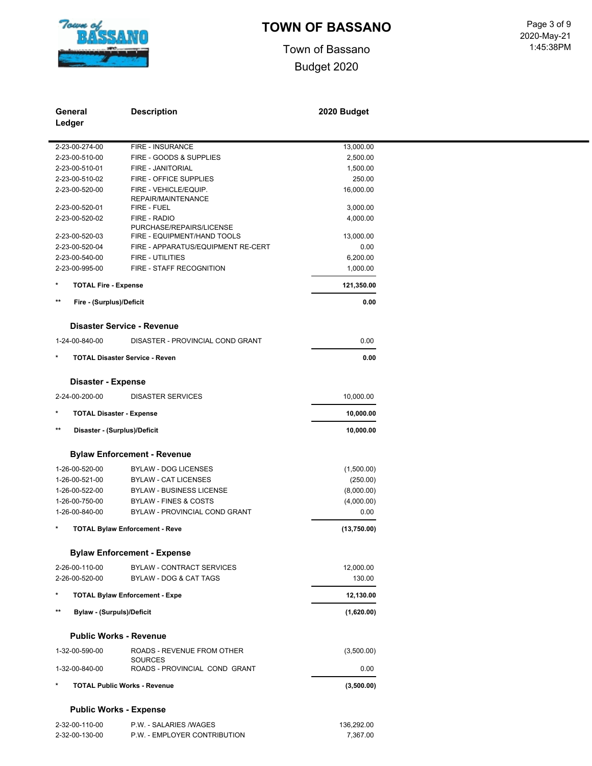# TOWN OF BASSANO

Town of Bassano

Budget 2020

| General Ledger | Description | 2020 Budget |
|---|---|---|
| 2-23-00-274-00 | FIRE - INSURANCE | 13,000.00 |
| 2-23-00-510-00 | FIRE - GOODS & SUPPLIES | 2,500.00 |
| 2-23-00-510-01 | FIRE - JANITORIAL | 1,500.00 |
| 2-23-00-510-02 | FIRE - OFFICE SUPPLIES | 250.00 |
| 2-23-00-520-00 | FIRE - VEHICLE/EQUIP. REPAIR/MAINTENANCE | 16,000.00 |
| 2-23-00-520-01 | FIRE - FUEL | 3,000.00 |
| 2-23-00-520-02 | FIRE - RADIO PURCHASE/REPAIRS/LICENSE | 4,000.00 |
| 2-23-00-520-03 | FIRE - EQUIPMENT/HAND TOOLS | 13,000.00 |
| 2-23-00-520-04 | FIRE - APPARATUS/EQUIPMENT RE-CERT | 0.00 |
| 2-23-00-540-00 | FIRE - UTILITIES | 6,200.00 |
| 2-23-00-995-00 | FIRE - STAFF RECOGNITION | 1,000.00 |
| * | **TOTAL Fire - Expense** | **121,350.00** |
| ** | **Fire - (Surplus)/Deficit** | **0.00** |
| | **Disaster Service - Revenue** | |
| 1-24-00-840-00 | DISASTER - PROVINCIAL COND GRANT | 0.00 |
| * | **TOTAL Disaster Service - Reven** | **0.00** |
| | **Disaster - Expense** | |
| 2-24-00-200-00 | DISASTER SERVICES | 10,000.00 |
| * | **TOTAL Disaster - Expense** | **10,000.00** |
| ** | **Disaster - (Surplus)/Deficit** | **10,000.00** |
| | **Bylaw Enforcement - Revenue** | |
| 1-26-00-520-00 | BYLAW - DOG LICENSES | (1,500.00) |
| 1-26-00-521-00 | BYLAW - CAT LICENSES | (250.00) |
| 1-26-00-522-00 | BYLAW - BUSINESS LICENSE | (8,000.00) |
| 1-26-00-750-00 | BYLAW - FINES & COSTS | (4,000.00) |
| 1-26-00-840-00 | BYLAW - PROVINCIAL COND GRANT | 0.00 |
| * | **TOTAL Bylaw Enforcement - Reve** | **(13,750.00)** |
| | **Bylaw Enforcement - Expense** | |
| 2-26-00-110-00 | BYLAW - CONTRACT SERVICES | 12,000.00 |
| 2-26-00-520-00 | BYLAW - DOG & CAT TAGS | 130.00 |
| * | **TOTAL Bylaw Enforcement - Expe** | **12,130.00** |
| ** | **Bylaw - (Surpuls)/Deficit** | **(1,620.00)** |
| | **Public Works - Revenue** | |
| 1-32-00-590-00 | ROADS - REVENUE FROM OTHER SOURCES | (3,500.00) |
| 1-32-00-840-00 | ROADS - PROVINCIAL COND GRANT | 0.00 |
| * | **TOTAL Public Works - Revenue** | **(3,500.00)** |
| | **Public Works - Expense** | |
| 2-32-00-110-00 | P.W. - SALARIES /WAGES | 136,292.00 |
| 2-32-00-130-00 | P.W. - EMPLOYER CONTRIBUTION | 7,367.00 |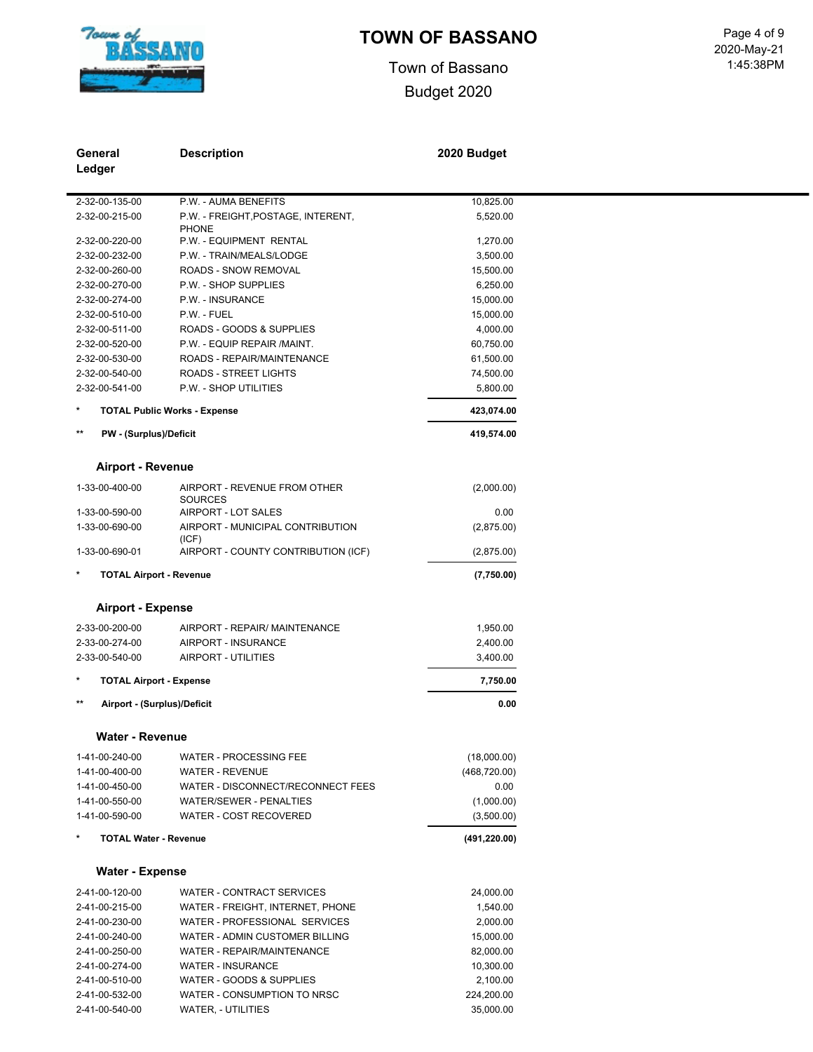# TOWN OF BASSANO

Town of Bassano

Budget 2020

| General Ledger | Description | 2020 Budget |
|---|---|---|
| 2-32-00-135-00 | P.W. - AUMA BENEFITS | 10,825.00 |
| 2-32-00-215-00 | P.W. - FREIGHT,POSTAGE, INTERENT, PHONE | 5,520.00 |
| 2-32-00-220-00 | P.W. - EQUIPMENT RENTAL | 1,270.00 |
| 2-32-00-232-00 | P.W. - TRAIN/MEALS/LODGE | 3,500.00 |
| 2-32-00-260-00 | ROADS - SNOW REMOVAL | 15,500.00 |
| 2-32-00-270-00 | P.W. - SHOP SUPPLIES | 6,250.00 |
| 2-32-00-274-00 | P.W. - INSURANCE | 15,000.00 |
| 2-32-00-510-00 | P.W. - FUEL | 15,000.00 |
| 2-32-00-511-00 | ROADS - GOODS & SUPPLIES | 4,000.00 |
| 2-32-00-520-00 | P.W. - EQUIP REPAIR /MAINT. | 60,750.00 |
| 2-32-00-530-00 | ROADS - REPAIR/MAINTENANCE | 61,500.00 |
| 2-32-00-540-00 | ROADS - STREET LIGHTS | 74,500.00 |
| 2-32-00-541-00 | P.W. - SHOP UTILITIES | 5,800.00 |
| * | **TOTAL Public Works - Expense** | **423,074.00** |
| ** | **PW - (Surplus)/Deficit** | **419,574.00** |

### Airport - Revenue

| General Ledger | Description | 2020 Budget |
|---|---|---|
| 1-33-00-400-00 | AIRPORT - REVENUE FROM OTHER SOURCES | (2,000.00) |
| 1-33-00-590-00 | AIRPORT - LOT SALES | 0.00 |
| 1-33-00-690-00 | AIRPORT - MUNICIPAL CONTRIBUTION (ICF) | (2,875.00) |
| 1-33-00-690-01 | AIRPORT - COUNTY CONTRIBUTION (ICF) | (2,875.00) |
| * | **TOTAL Airport - Revenue** | **(7,750.00)** |

### Airport - Expense

| General Ledger | Description | 2020 Budget |
|---|---|---|
| 2-33-00-200-00 | AIRPORT - REPAIR/ MAINTENANCE | 1,950.00 |
| 2-33-00-274-00 | AIRPORT - INSURANCE | 2,400.00 |
| 2-33-00-540-00 | AIRPORT - UTILITIES | 3,400.00 |
| * | **TOTAL Airport - Expense** | **7,750.00** |
| ** | **Airport - (Surplus)/Deficit** | **0.00** |

### Water - Revenue

| General Ledger | Description | 2020 Budget |
|---|---|---|
| 1-41-00-240-00 | WATER - PROCESSING FEE | (18,000.00) |
| 1-41-00-400-00 | WATER - REVENUE | (468,720.00) |
| 1-41-00-450-00 | WATER - DISCONNECT/RECONNECT FEES | 0.00 |
| 1-41-00-550-00 | WATER/SEWER - PENALTIES | (1,000.00) |
| 1-41-00-590-00 | WATER - COST RECOVERED | (3,500.00) |
| * | **TOTAL Water - Revenue** | **(491,220.00)** |

### Water - Expense

| General Ledger | Description | 2020 Budget |
|---|---|---|
| 2-41-00-120-00 | WATER - CONTRACT SERVICES | 24,000.00 |
| 2-41-00-215-00 | WATER - FREIGHT, INTERNET, PHONE | 1,540.00 |
| 2-41-00-230-00 | WATER - PROFESSIONAL SERVICES | 2,000.00 |
| 2-41-00-240-00 | WATER - ADMIN CUSTOMER BILLING | 15,000.00 |
| 2-41-00-250-00 | WATER - REPAIR/MAINTENANCE | 82,000.00 |
| 2-41-00-274-00 | WATER - INSURANCE | 10,300.00 |
| 2-41-00-510-00 | WATER - GOODS & SUPPLIES | 2,100.00 |
| 2-41-00-532-00 | WATER - CONSUMPTION TO NRSC | 224,200.00 |
| 2-41-00-540-00 | WATER, - UTILITIES | 35,000.00 |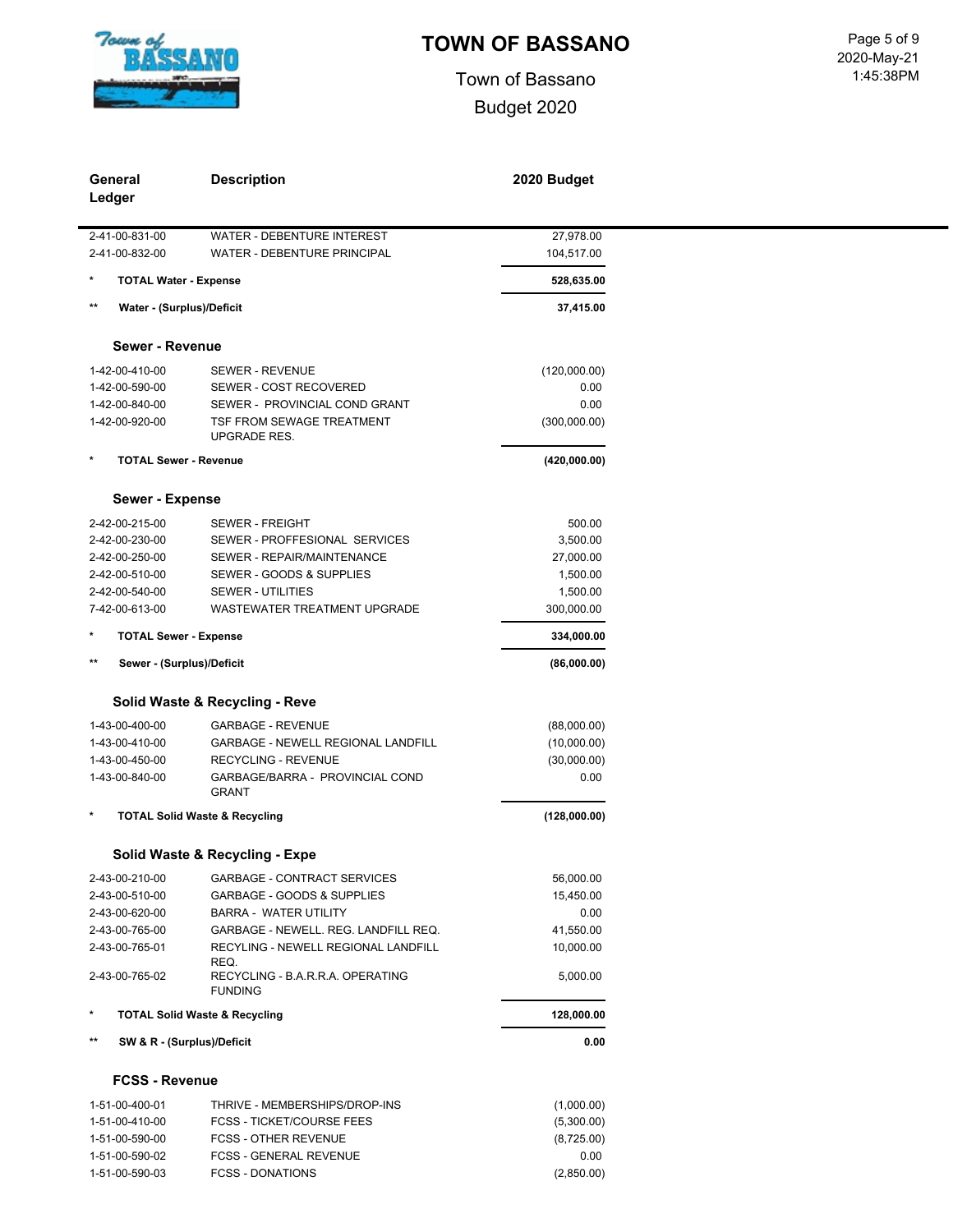# TOWN OF BASSANO

Town of Bassano

Budget 2020

| General Ledger | Description | 2020 Budget |
|---|---|---|
| 2-41-00-831-00 | WATER - DEBENTURE INTEREST | 27,978.00 |
| 2-41-00-832-00 | WATER - DEBENTURE PRINCIPAL | 104,517.00 |
| * | **TOTAL Water - Expense** | **528,635.00** |
| ** | **Water - (Surplus)/Deficit** | **37,415.00** |
| | **Sewer - Revenue** | |
| 1-42-00-410-00 | SEWER - REVENUE | (120,000.00) |
| 1-42-00-590-00 | SEWER - COST RECOVERED | 0.00 |
| 1-42-00-840-00 | SEWER - PROVINCIAL COND GRANT | 0.00 |
| 1-42-00-920-00 | TSF FROM SEWAGE TREATMENT UPGRADE RES. | (300,000.00) |
| * | **TOTAL Sewer - Revenue** | **(420,000.00)** |
| | **Sewer - Expense** | |
| 2-42-00-215-00 | SEWER - FREIGHT | 500.00 |
| 2-42-00-230-00 | SEWER - PROFFESIONAL SERVICES | 3,500.00 |
| 2-42-00-250-00 | SEWER - REPAIR/MAINTENANCE | 27,000.00 |
| 2-42-00-510-00 | SEWER - GOODS & SUPPLIES | 1,500.00 |
| 2-42-00-540-00 | SEWER - UTILITIES | 1,500.00 |
| 7-42-00-613-00 | WASTEWATER TREATMENT UPGRADE | 300,000.00 |
| * | **TOTAL Sewer - Expense** | **334,000.00** |
| ** | **Sewer - (Surplus)/Deficit** | **(86,000.00)** |
| | **Solid Waste & Recycling - Reve** | |
| 1-43-00-400-00 | GARBAGE - REVENUE | (88,000.00) |
| 1-43-00-410-00 | GARBAGE - NEWELL REGIONAL LANDFILL | (10,000.00) |
| 1-43-00-450-00 | RECYCLING - REVENUE | (30,000.00) |
| 1-43-00-840-00 | GARBAGE/BARRA - PROVINCIAL COND GRANT | 0.00 |
| * | **TOTAL Solid Waste & Recycling** | **(128,000.00)** |
| | **Solid Waste & Recycling - Expe** | |
| 2-43-00-210-00 | GARBAGE - CONTRACT SERVICES | 56,000.00 |
| 2-43-00-510-00 | GARBAGE - GOODS & SUPPLIES | 15,450.00 |
| 2-43-00-620-00 | BARRA - WATER UTILITY | 0.00 |
| 2-43-00-765-00 | GARBAGE - NEWELL. REG. LANDFILL REQ. | 41,550.00 |
| 2-43-00-765-01 | RECYLING - NEWELL REGIONAL LANDFILL REQ. | 10,000.00 |
| 2-43-00-765-02 | RECYCLING - B.A.R.R.A. OPERATING FUNDING | 5,000.00 |
| * | **TOTAL Solid Waste & Recycling** | **128,000.00** |
| ** | **SW & R - (Surplus)/Deficit** | **0.00** |
| | **FCSS - Revenue** | |
| 1-51-00-400-01 | THRIVE - MEMBERSHIPS/DROP-INS | (1,000.00) |
| 1-51-00-410-00 | FCSS - TICKET/COURSE FEES | (5,300.00) |
| 1-51-00-590-00 | FCSS - OTHER REVENUE | (8,725.00) |
| 1-51-00-590-02 | FCSS - GENERAL REVENUE | 0.00 |
| 1-51-00-590-03 | FCSS - DONATIONS | (2,850.00) |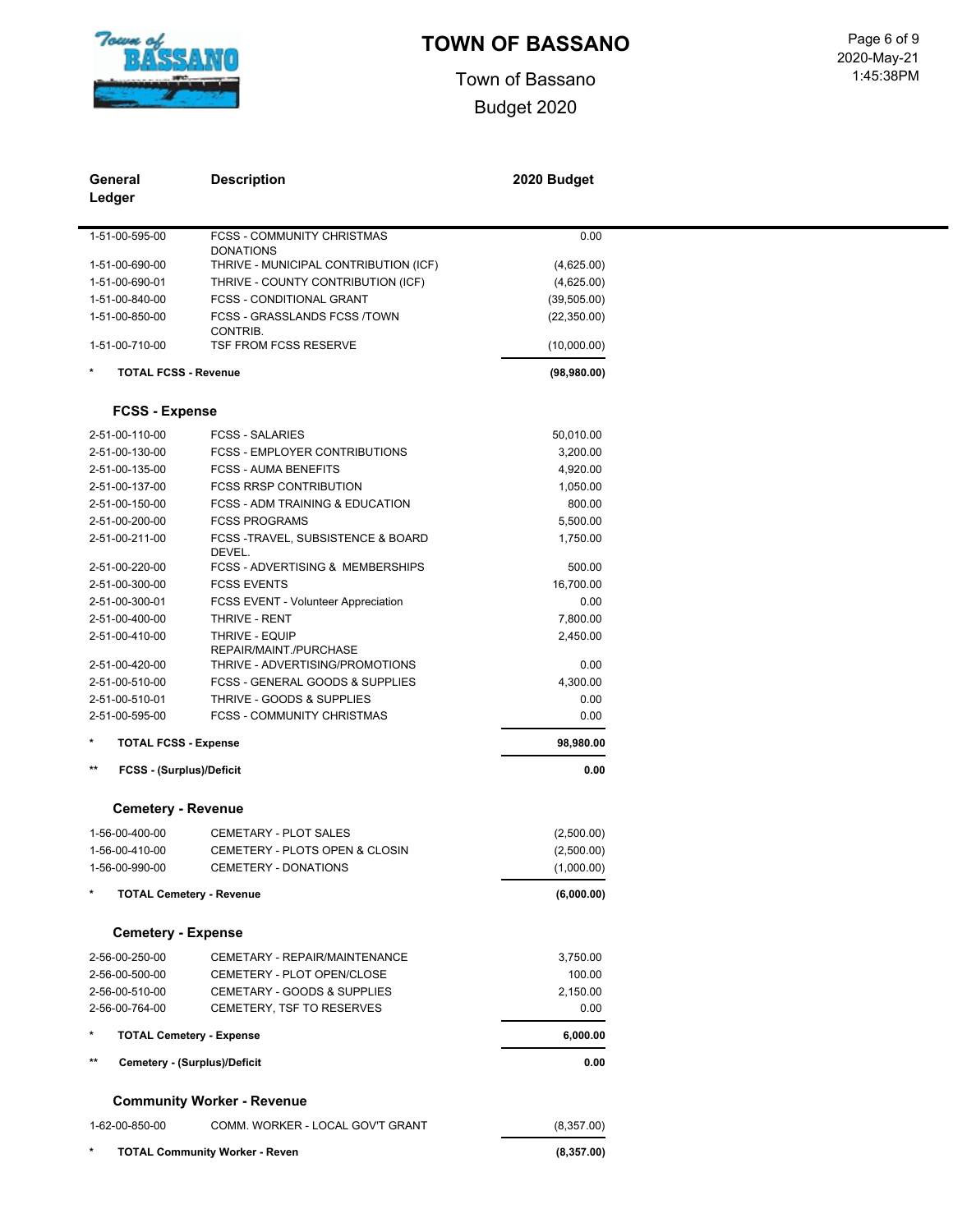# TOWN OF BASSANO

Town of Bassano

Budget 2020

| General Ledger | Description | 2020 Budget |
|---|---|---|
| 1-51-00-595-00 | FCSS - COMMUNITY CHRISTMAS DONATIONS | 0.00 |
| 1-51-00-690-00 | THRIVE - MUNICIPAL CONTRIBUTION (ICF) | (4,625.00) |
| 1-51-00-690-01 | THRIVE - COUNTY CONTRIBUTION (ICF) | (4,625.00) |
| 1-51-00-840-00 | FCSS - CONDITIONAL GRANT | (39,505.00) |
| 1-51-00-850-00 | FCSS - GRASSLANDS FCSS /TOWN CONTRIB. | (22,350.00) |
| 1-51-00-710-00 | TSF FROM FCSS RESERVE | (10,000.00) |
| * | **TOTAL FCSS - Revenue** | **(98,980.00)** |

### FCSS - Expense

| General Ledger | Description | 2020 Budget |
|---|---|---|
| 2-51-00-110-00 | FCSS - SALARIES | 50,010.00 |
| 2-51-00-130-00 | FCSS - EMPLOYER CONTRIBUTIONS | 3,200.00 |
| 2-51-00-135-00 | FCSS - AUMA BENEFITS | 4,920.00 |
| 2-51-00-137-00 | FCSS RRSP CONTRIBUTION | 1,050.00 |
| 2-51-00-150-00 | FCSS - ADM TRAINING & EDUCATION | 800.00 |
| 2-51-00-200-00 | FCSS PROGRAMS | 5,500.00 |
| 2-51-00-211-00 | FCSS -TRAVEL, SUBSISTENCE & BOARD DEVEL. | 1,750.00 |
| 2-51-00-220-00 | FCSS - ADVERTISING & MEMBERSHIPS | 500.00 |
| 2-51-00-300-00 | FCSS EVENTS | 16,700.00 |
| 2-51-00-300-01 | FCSS EVENT - Volunteer Appreciation | 0.00 |
| 2-51-00-400-00 | THRIVE - RENT | 7,800.00 |
| 2-51-00-410-00 | THRIVE - EQUIP REPAIR/MAINT./PURCHASE | 2,450.00 |
| 2-51-00-420-00 | THRIVE - ADVERTISING/PROMOTIONS | 0.00 |
| 2-51-00-510-00 | FCSS - GENERAL GOODS & SUPPLIES | 4,300.00 |
| 2-51-00-510-01 | THRIVE - GOODS & SUPPLIES | 0.00 |
| 2-51-00-595-00 | FCSS - COMMUNITY CHRISTMAS | 0.00 |
| * | **TOTAL FCSS - Expense** | **98,980.00** |
| ** | **FCSS - (Surplus)/Deficit** | **0.00** |

### Cemetery - Revenue

| General Ledger | Description | 2020 Budget |
|---|---|---|
| 1-56-00-400-00 | CEMETARY - PLOT SALES | (2,500.00) |
| 1-56-00-410-00 | CEMETERY - PLOTS OPEN & CLOSIN | (2,500.00) |
| 1-56-00-990-00 | CEMETERY - DONATIONS | (1,000.00) |
| * | **TOTAL Cemetery - Revenue** | **(6,000.00)** |

### Cemetery - Expense

| General Ledger | Description | 2020 Budget |
|---|---|---|
| 2-56-00-250-00 | CEMETARY - REPAIR/MAINTENANCE | 3,750.00 |
| 2-56-00-500-00 | CEMETERY - PLOT OPEN/CLOSE | 100.00 |
| 2-56-00-510-00 | CEMETARY - GOODS & SUPPLIES | 2,150.00 |
| 2-56-00-764-00 | CEMETERY, TSF TO RESERVES | 0.00 |
| * | **TOTAL Cemetery - Expense** | **6,000.00** |
| ** | **Cemetery - (Surplus)/Deficit** | **0.00** |

### Community Worker - Revenue

| General Ledger | Description | 2020 Budget |
|---|---|---|
| 1-62-00-850-00 | COMM. WORKER - LOCAL GOV'T GRANT | (8,357.00) |
| * | **TOTAL Community Worker - Reven** | **(8,357.00)** |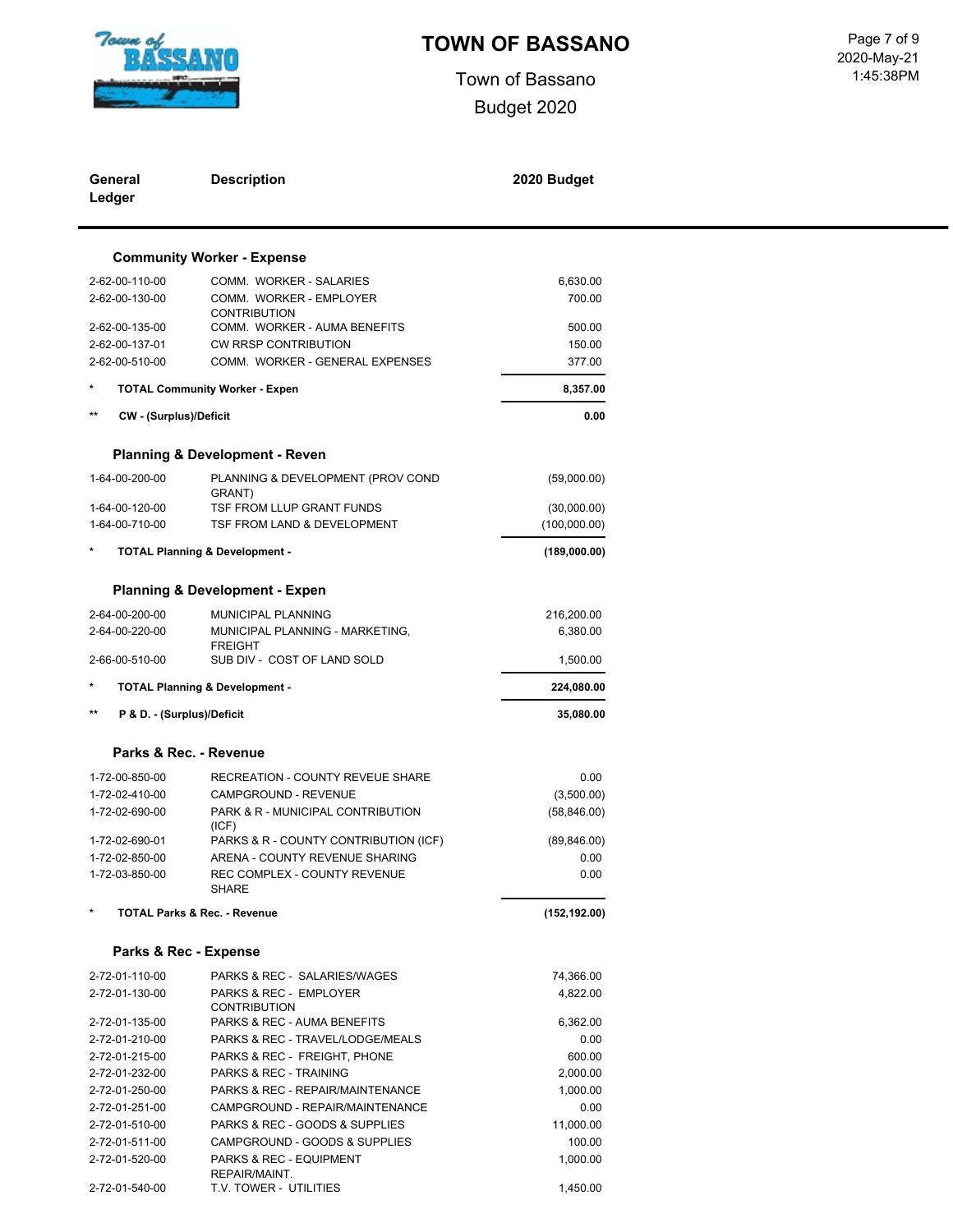# TOWN OF BASSANO

Town of Bassano

Budget 2020

| General Ledger | Description | 2020 Budget |
|---|---|---|
| | **Community Worker - Expense** | |
| 2-62-00-110-00 | COMM. WORKER - SALARIES | 6,630.00 |
| 2-62-00-130-00 | COMM. WORKER - EMPLOYER CONTRIBUTION | 700.00 |
| 2-62-00-135-00 | COMM. WORKER - AUMA BENEFITS | 500.00 |
| 2-62-00-137-01 | CW RRSP CONTRIBUTION | 150.00 |
| 2-62-00-510-00 | COMM. WORKER - GENERAL EXPENSES | 377.00 |
| * | **TOTAL Community Worker - Expen** | **8,357.00** |
| ** | **CW - (Surplus)/Deficit** | **0.00** |
| | **Planning & Development - Reven** | |
| 1-64-00-200-00 | PLANNING & DEVELOPMENT (PROV COND GRANT) | (59,000.00) |
| 1-64-00-120-00 | TSF FROM LLUP GRANT FUNDS | (30,000.00) |
| 1-64-00-710-00 | TSF FROM LAND & DEVELOPMENT | (100,000.00) |
| * | **TOTAL Planning & Development -** | **(189,000.00)** |
| | **Planning & Development - Expen** | |
| 2-64-00-200-00 | MUNICIPAL PLANNING | 216,200.00 |
| 2-64-00-220-00 | MUNICIPAL PLANNING - MARKETING, FREIGHT | 6,380.00 |
| 2-66-00-510-00 | SUB DIV - COST OF LAND SOLD | 1,500.00 |
| * | **TOTAL Planning & Development -** | **224,080.00** |
| ** | **P & D. - (Surplus)/Deficit** | **35,080.00** |
| | **Parks & Rec. - Revenue** | |
| 1-72-00-850-00 | RECREATION - COUNTY REVEUE SHARE | 0.00 |
| 1-72-02-410-00 | CAMPGROUND - REVENUE | (3,500.00) |
| 1-72-02-690-00 | PARK & R - MUNICIPAL CONTRIBUTION (ICF) | (58,846.00) |
| 1-72-02-690-01 | PARKS & R - COUNTY CONTRIBUTION (ICF) | (89,846.00) |
| 1-72-02-850-00 | ARENA - COUNTY REVENUE SHARING | 0.00 |
| 1-72-03-850-00 | REC COMPLEX - COUNTY REVENUE SHARE | 0.00 |
| * | **TOTAL Parks & Rec. - Revenue** | **(152,192.00)** |
| | **Parks & Rec - Expense** | |
| 2-72-01-110-00 | PARKS & REC - SALARIES/WAGES | 74,366.00 |
| 2-72-01-130-00 | PARKS & REC - EMPLOYER CONTRIBUTION | 4,822.00 |
| 2-72-01-135-00 | PARKS & REC - AUMA BENEFITS | 6,362.00 |
| 2-72-01-210-00 | PARKS & REC - TRAVEL/LODGE/MEALS | 0.00 |
| 2-72-01-215-00 | PARKS & REC - FREIGHT, PHONE | 600.00 |
| 2-72-01-232-00 | PARKS & REC - TRAINING | 2,000.00 |
| 2-72-01-250-00 | PARKS & REC - REPAIR/MAINTENANCE | 1,000.00 |
| 2-72-01-251-00 | CAMPGROUND - REPAIR/MAINTENANCE | 0.00 |
| 2-72-01-510-00 | PARKS & REC - GOODS & SUPPLIES | 11,000.00 |
| 2-72-01-511-00 | CAMPGROUND - GOODS & SUPPLIES | 100.00 |
| 2-72-01-520-00 | PARKS & REC - EQUIPMENT REPAIR/MAINT. | 1,000.00 |
| 2-72-01-540-00 | T.V. TOWER - UTILITIES | 1,450.00 |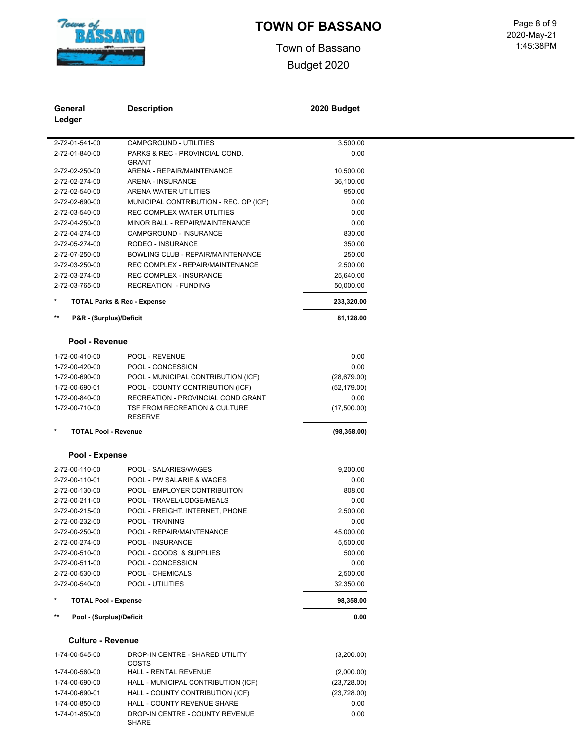# TOWN OF BASSANO

Town of Bassano

Budget 2020

| General Ledger | Description | 2020 Budget |
|---|---|---|
| 2-72-01-541-00 | CAMPGROUND - UTILITIES | 3,500.00 |
| 2-72-01-840-00 | PARKS & REC - PROVINCIAL COND. GRANT | 0.00 |
| 2-72-02-250-00 | ARENA - REPAIR/MAINTENANCE | 10,500.00 |
| 2-72-02-274-00 | ARENA - INSURANCE | 36,100.00 |
| 2-72-02-540-00 | ARENA WATER UTILITIES | 950.00 |
| 2-72-02-690-00 | MUNICIPAL CONTRIBUTION - REC. OP (ICF) | 0.00 |
| 2-72-03-540-00 | REC COMPLEX WATER UTLITIES | 0.00 |
| 2-72-04-250-00 | MINOR BALL - REPAIR/MAINTENANCE | 0.00 |
| 2-72-04-274-00 | CAMPGROUND - INSURANCE | 830.00 |
| 2-72-05-274-00 | RODEO - INSURANCE | 350.00 |
| 2-72-07-250-00 | BOWLING CLUB - REPAIR/MAINTENANCE | 250.00 |
| 2-72-03-250-00 | REC COMPLEX - REPAIR/MAINTENANCE | 2,500.00 |
| 2-72-03-274-00 | REC COMPLEX - INSURANCE | 25,640.00 |
| 2-72-03-765-00 | RECREATION - FUNDING | 50,000.00 |
| * | **TOTAL Parks & Rec - Expense** | **233,320.00** |
| ** | **P&R - (Surplus)/Deficit** | **81,128.00** |

### Pool - Revenue

| General Ledger | Description | 2020 Budget |
|---|---|---|
| 1-72-00-410-00 | POOL - REVENUE | 0.00 |
| 1-72-00-420-00 | POOL - CONCESSION | 0.00 |
| 1-72-00-690-00 | POOL - MUNICIPAL CONTRIBUTION (ICF) | (28,679.00) |
| 1-72-00-690-01 | POOL - COUNTY CONTRIBUTION (ICF) | (52,179.00) |
| 1-72-00-840-00 | RECREATION - PROVINCIAL COND GRANT | 0.00 |
| 1-72-00-710-00 | TSF FROM RECREATION & CULTURE RESERVE | (17,500.00) |
| * | **TOTAL Pool - Revenue** | **(98,358.00)** |

### Pool - Expense

| General Ledger | Description | 2020 Budget |
|---|---|---|
| 2-72-00-110-00 | POOL - SALARIES/WAGES | 9,200.00 |
| 2-72-00-110-01 | POOL - PW SALARIE & WAGES | 0.00 |
| 2-72-00-130-00 | POOL - EMPLOYER CONTRIBUITON | 808.00 |
| 2-72-00-211-00 | POOL - TRAVEL/LODGE/MEALS | 0.00 |
| 2-72-00-215-00 | POOL - FREIGHT, INTERNET, PHONE | 2,500.00 |
| 2-72-00-232-00 | POOL - TRAINING | 0.00 |
| 2-72-00-250-00 | POOL - REPAIR/MAINTENANCE | 45,000.00 |
| 2-72-00-274-00 | POOL - INSURANCE | 5,500.00 |
| 2-72-00-510-00 | POOL - GOODS & SUPPLIES | 500.00 |
| 2-72-00-511-00 | POOL - CONCESSION | 0.00 |
| 2-72-00-530-00 | POOL - CHEMICALS | 2,500.00 |
| 2-72-00-540-00 | POOL - UTILITIES | 32,350.00 |
| * | **TOTAL Pool - Expense** | **98,358.00** |
| ** | **Pool - (Surplus)/Deficit** | **0.00** |

### Culture - Revenue

| General Ledger | Description | 2020 Budget |
|---|---|---|
| 1-74-00-545-00 | DROP-IN CENTRE - SHARED UTILITY COSTS | (3,200.00) |
| 1-74-00-560-00 | HALL - RENTAL REVENUE | (2,000.00) |
| 1-74-00-690-00 | HALL - MUNICIPAL CONTRIBUTION (ICF) | (23,728.00) |
| 1-74-00-690-01 | HALL - COUNTY CONTRIBUTION (ICF) | (23,728.00) |
| 1-74-00-850-00 | HALL - COUNTY REVENUE SHARE | 0.00 |
| 1-74-01-850-00 | DROP-IN CENTRE - COUNTY REVENUE SHARE | 0.00 |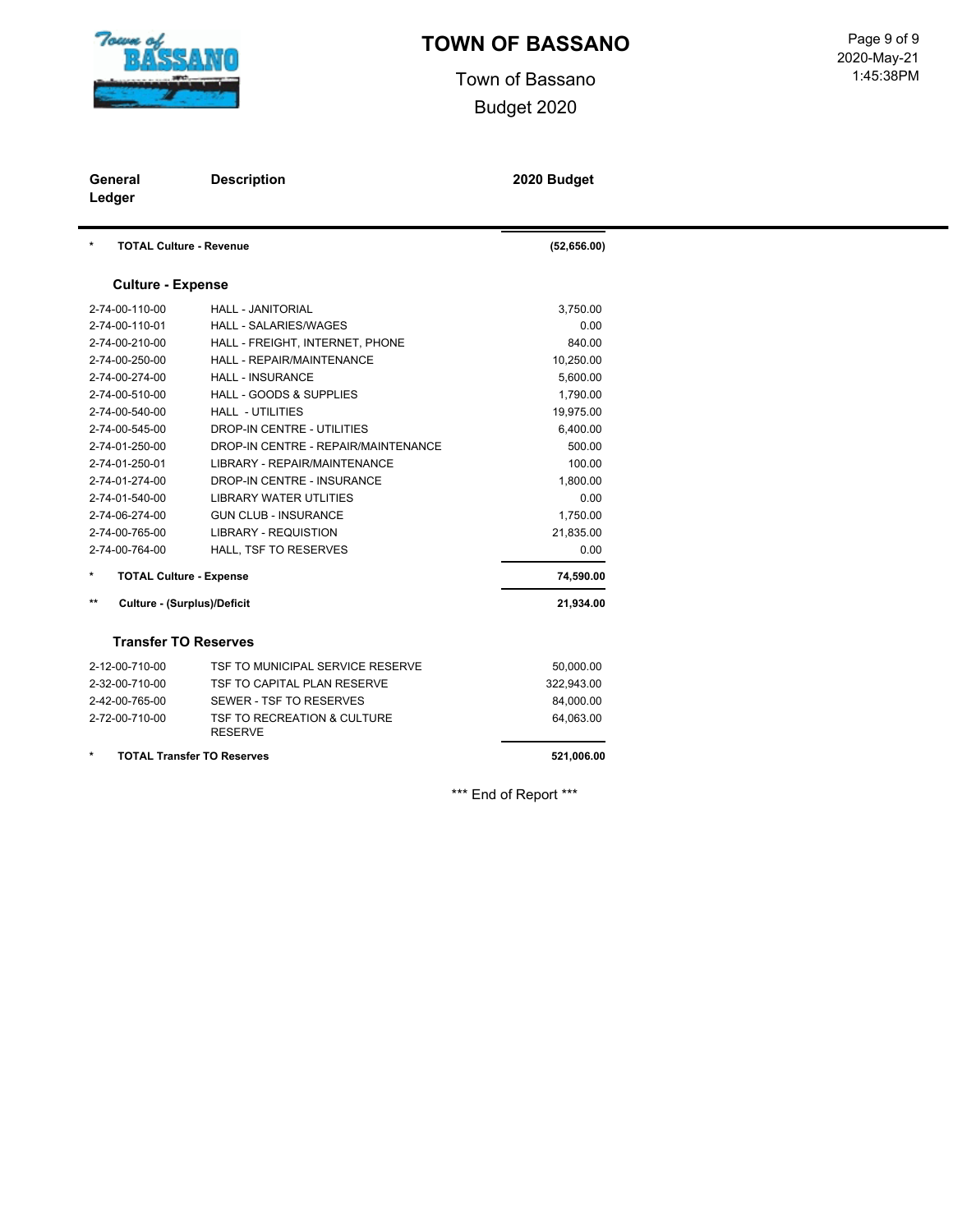# TOWN OF BASSANO

Town of Bassano

Budget 2020

| General Ledger | Description | 2020 Budget |
|---|---|---|
| * | **TOTAL Culture - Revenue** | **(52,656.00)** |
| | **Culture - Expense** | |
| 2-74-00-110-00 | HALL - JANITORIAL | 3,750.00 |
| 2-74-00-110-01 | HALL - SALARIES/WAGES | 0.00 |
| 2-74-00-210-00 | HALL - FREIGHT, INTERNET, PHONE | 840.00 |
| 2-74-00-250-00 | HALL - REPAIR/MAINTENANCE | 10,250.00 |
| 2-74-00-274-00 | HALL - INSURANCE | 5,600.00 |
| 2-74-00-510-00 | HALL - GOODS & SUPPLIES | 1,790.00 |
| 2-74-00-540-00 | HALL - UTILITIES | 19,975.00 |
| 2-74-00-545-00 | DROP-IN CENTRE - UTILITIES | 6,400.00 |
| 2-74-01-250-00 | DROP-IN CENTRE - REPAIR/MAINTENANCE | 500.00 |
| 2-74-01-250-01 | LIBRARY - REPAIR/MAINTENANCE | 100.00 |
| 2-74-01-274-00 | DROP-IN CENTRE - INSURANCE | 1,800.00 |
| 2-74-01-540-00 | LIBRARY WATER UTLITIES | 0.00 |
| 2-74-06-274-00 | GUN CLUB - INSURANCE | 1,750.00 |
| 2-74-00-765-00 | LIBRARY - REQUISTION | 21,835.00 |
| 2-74-00-764-00 | HALL, TSF TO RESERVES | 0.00 |
| * | **TOTAL Culture - Expense** | **74,590.00** |
| ** | **Culture - (Surplus)/Deficit** | **21,934.00** |
| | **Transfer TO Reserves** | |
| 2-12-00-710-00 | TSF TO MUNICIPAL SERVICE RESERVE | 50,000.00 |
| 2-32-00-710-00 | TSF TO CAPITAL PLAN RESERVE | 322,943.00 |
| 2-42-00-765-00 | SEWER - TSF TO RESERVES | 84,000.00 |
| 2-72-00-710-00 | TSF TO RECREATION & CULTURE RESERVE | 64,063.00 |
| * | **TOTAL Transfer TO Reserves** | **521,006.00** |

*** End of Report ***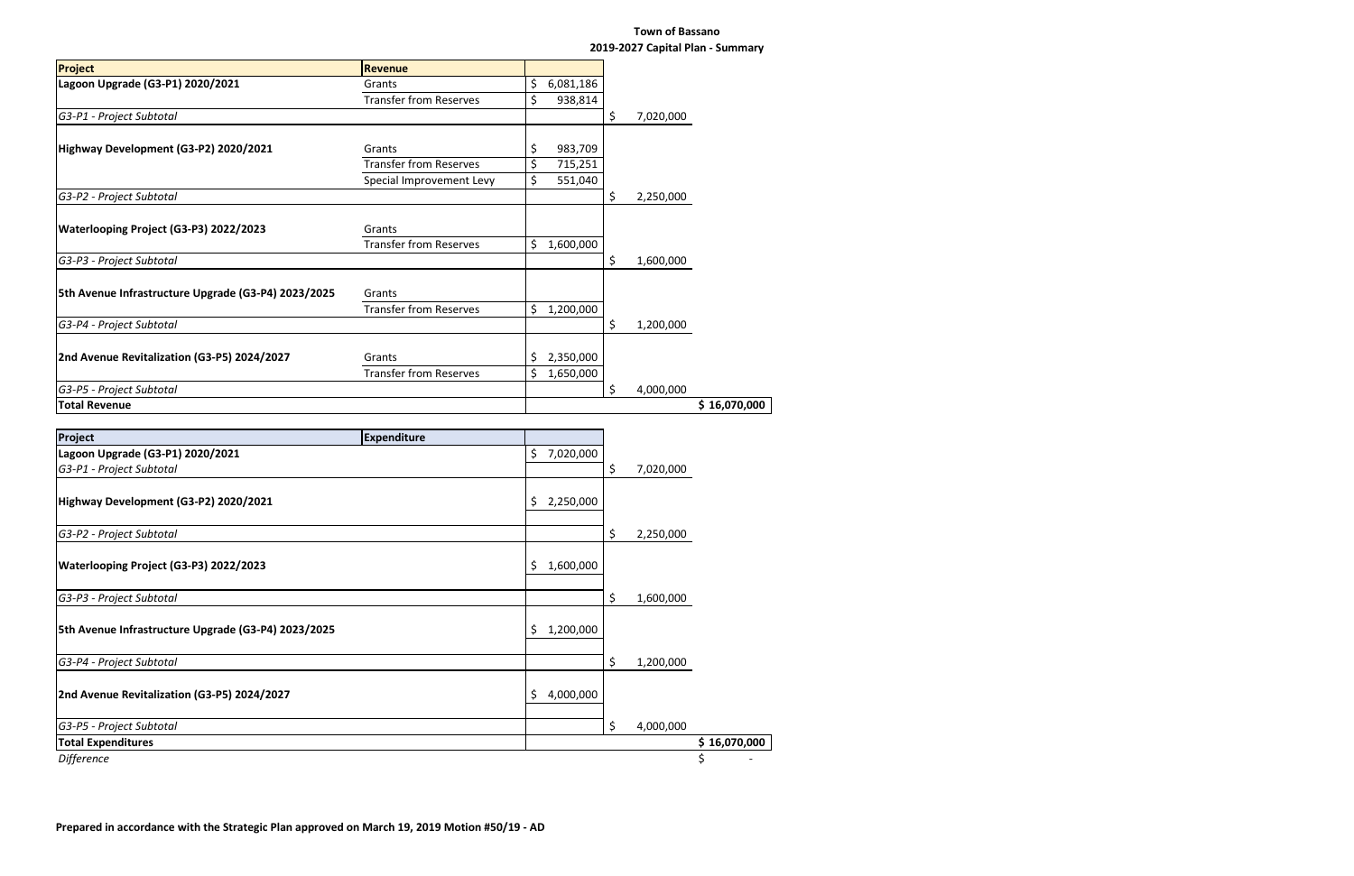**Town of Bassano**

**2019-2027 Capital Plan - Summary**

| Project | Revenue | | | |
|---|---|---|---|---|
| **Lagoon Upgrade (G3-P1) 2020/2021** | Grants | $ 6,081,186 | | |
| | Transfer from Reserves | $ 938,814 | | |
| *G3-P1 - Project Subtotal* | | | $ 7,020,000 | |
| **Highway Development (G3-P2) 2020/2021** | Grants | $ 983,709 | | |
| | Transfer from Reserves | $ 715,251 | | |
| | Special Improvement Levy | $ 551,040 | | |
| *G3-P2 - Project Subtotal* | | | $ 2,250,000 | |
| **Waterlooping Project (G3-P3) 2022/2023** | Grants | | | |
| | Transfer from Reserves | $ 1,600,000 | | |
| *G3-P3 - Project Subtotal* | | | $ 1,600,000 | |
| **5th Avenue Infrastructure Upgrade (G3-P4) 2023/2025** | Grants | | | |
| | Transfer from Reserves | $ 1,200,000 | | |
| *G3-P4 - Project Subtotal* | | | $ 1,200,000 | |
| **2nd Avenue Revitalization (G3-P5) 2024/2027** | Grants | $ 2,350,000 | | |
| | Transfer from Reserves | $ 1,650,000 | | |
| *G3-P5 - Project Subtotal* | | | $ 4,000,000 | |
| **Total Revenue** | | | | **$ 16,070,000** |

| Project | Expenditure | | | |
|---|---|---|---|---|
| **Lagoon Upgrade (G3-P1) 2020/2021** | | $ 7,020,000 | | |
| *G3-P1 - Project Subtotal* | | | $ 7,020,000 | |
| **Highway Development (G3-P2) 2020/2021** | | $ 2,250,000 | | |
| *G3-P2 - Project Subtotal* | | | $ 2,250,000 | |
| **Waterlooping Project (G3-P3) 2022/2023** | | $ 1,600,000 | | |
| *G3-P3 - Project Subtotal* | | | $ 1,600,000 | |
| **5th Avenue Infrastructure Upgrade (G3-P4) 2023/2025** | | $ 1,200,000 | | |
| *G3-P4 - Project Subtotal* | | | $ 1,200,000 | |
| **2nd Avenue Revitalization (G3-P5) 2024/2027** | | $ 4,000,000 | | |
| *G3-P5 - Project Subtotal* | | | $ 4,000,000 | |
| **Total Expenditures** | | | | **$ 16,070,000** |
| *Difference* | | | | $ - |

**Prepared in accordance with the Strategic Plan approved on March 19, 2019 Motion #50/19 - AD**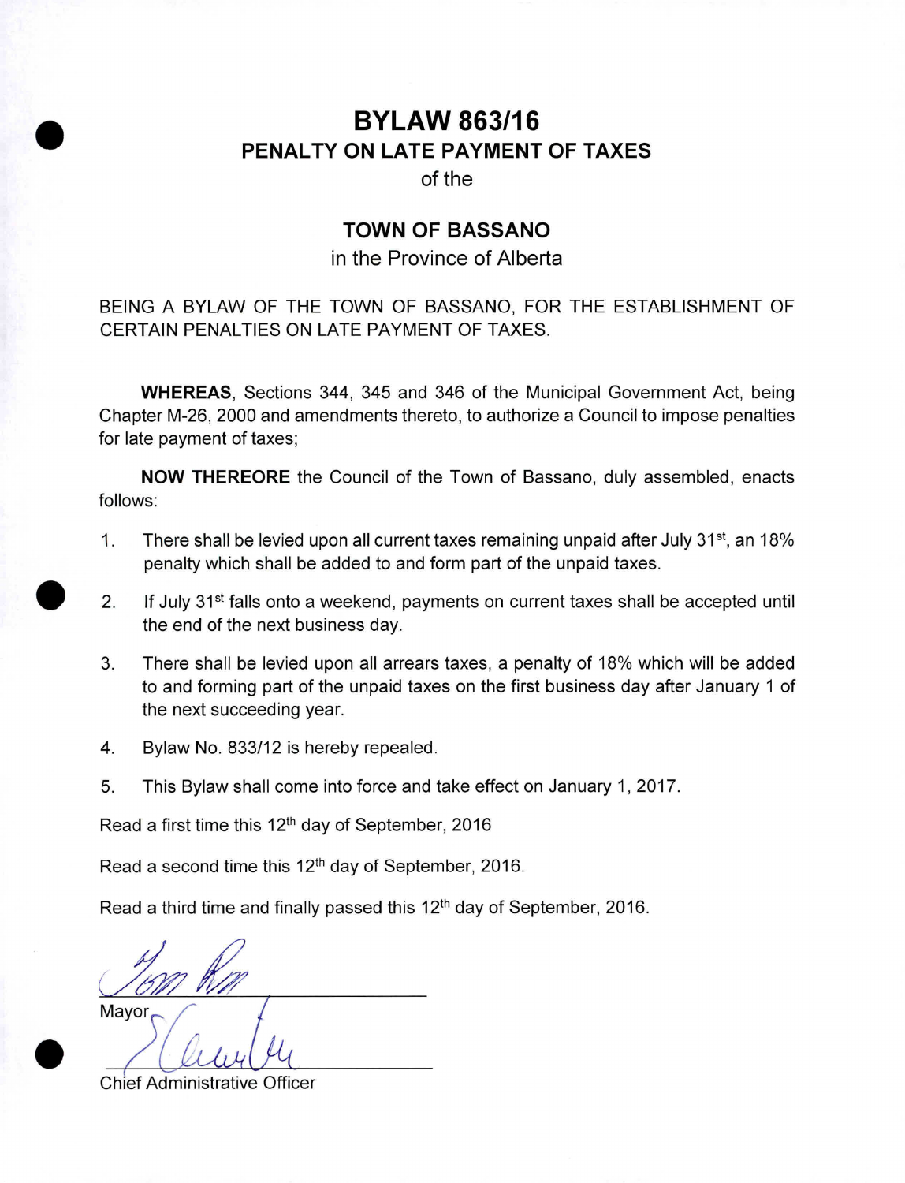# BYLAW 863/16

## PENALTY ON LATE PAYMENT OF TAXES

of the

## TOWN OF BASSANO

in the Province of Alberta

BEING A BYLAW OF THE TOWN OF BASSANO, FOR THE ESTABLISHMENT OF CERTAIN PENALTIES ON LATE PAYMENT OF TAXES.

**WHEREAS**, Sections 344, 345 and 346 of the Municipal Government Act, being Chapter M-26, 2000 and amendments thereto, to authorize a Council to impose penalties for late payment of taxes;

**NOW THEREORE** the Council of the Town of Bassano, duly assembled, enacts follows:

1. There shall be levied upon all current taxes remaining unpaid after July 31st, an 18% penalty which shall be added to and form part of the unpaid taxes.
2. If July 31st falls onto a weekend, payments on current taxes shall be accepted until the end of the next business day.
3. There shall be levied upon all arrears taxes, a penalty of 18% which will be added to and forming part of the unpaid taxes on the first business day after January 1 of the next succeeding year.
4. Bylaw No. 833/12 is hereby repealed.
5. This Bylaw shall come into force and take effect on January 1, 2017.

Read a first time this 12th day of September, 2016

Read a second time this 12th day of September, 2016.

Read a third time and finally passed this 12th day of September, 2016.

Mayor

Chief Administrative Officer